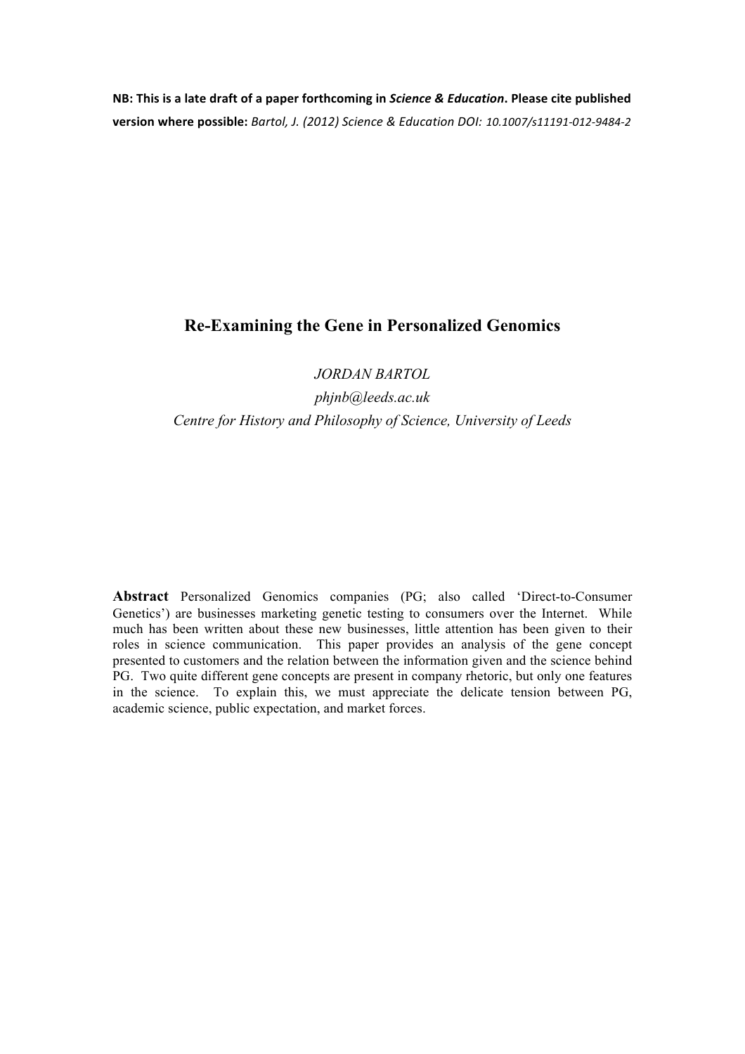**NB: This is a late draft of a paper forthcoming in *Science & Education*. Please cite published version where possible:** *Bartol, J. (2012) Science & Education DOI: 10.1007/s11191-012-9484-2*

# Re-Examining the Gene in Personalized Genomics

*JORDAN BARTOL*

*phjnb@leeds.ac.uk*

*Centre for History and Philosophy of Science, University of Leeds*

**Abstract** Personalized Genomics companies (PG; also called 'Direct-to-Consumer Genetics') are businesses marketing genetic testing to consumers over the Internet. While much has been written about these new businesses, little attention has been given to their roles in science communication. This paper provides an analysis of the gene concept presented to customers and the relation between the information given and the science behind PG. Two quite different gene concepts are present in company rhetoric, but only one features in the science. To explain this, we must appreciate the delicate tension between PG, academic science, public expectation, and market forces.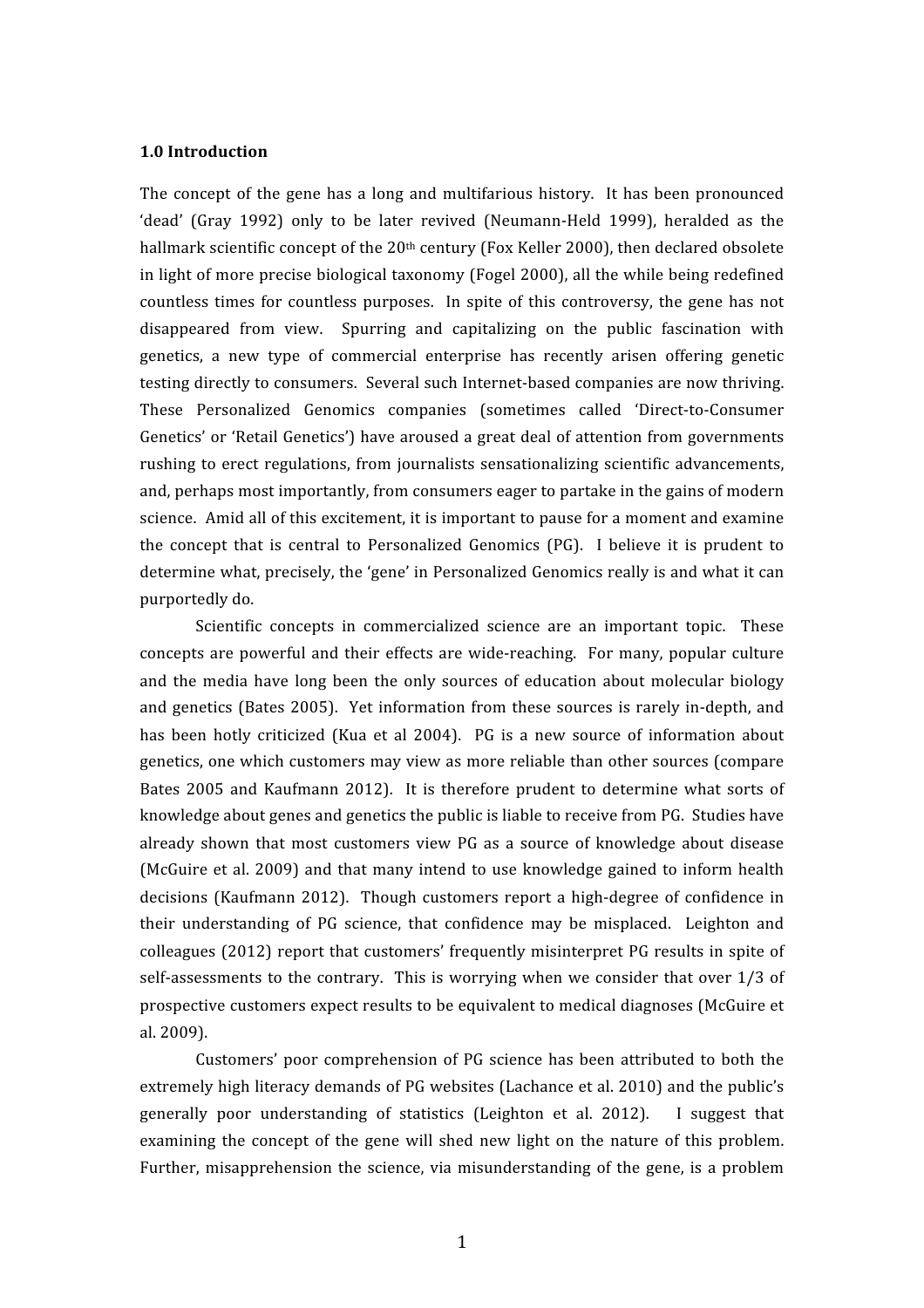### 1.0 Introduction

The concept of the gene has a long and multifarious history. It has been pronounced 'dead' (Gray 1992) only to be later revived (Neumann-Held 1999), heralded as the hallmark scientific concept of the 20th century (Fox Keller 2000), then declared obsolete in light of more precise biological taxonomy (Fogel 2000), all the while being redefined countless times for countless purposes. In spite of this controversy, the gene has not disappeared from view. Spurring and capitalizing on the public fascination with genetics, a new type of commercial enterprise has recently arisen offering genetic testing directly to consumers. Several such Internet-based companies are now thriving. These Personalized Genomics companies (sometimes called 'Direct-to-Consumer Genetics' or 'Retail Genetics') have aroused a great deal of attention from governments rushing to erect regulations, from journalists sensationalizing scientific advancements, and, perhaps most importantly, from consumers eager to partake in the gains of modern science. Amid all of this excitement, it is important to pause for a moment and examine the concept that is central to Personalized Genomics (PG). I believe it is prudent to determine what, precisely, the 'gene' in Personalized Genomics really is and what it can purportedly do.

Scientific concepts in commercialized science are an important topic. These concepts are powerful and their effects are wide-reaching. For many, popular culture and the media have long been the only sources of education about molecular biology and genetics (Bates 2005). Yet information from these sources is rarely in-depth, and has been hotly criticized (Kua et al 2004). PG is a new source of information about genetics, one which customers may view as more reliable than other sources (compare Bates 2005 and Kaufmann 2012). It is therefore prudent to determine what sorts of knowledge about genes and genetics the public is liable to receive from PG. Studies have already shown that most customers view PG as a source of knowledge about disease (McGuire et al. 2009) and that many intend to use knowledge gained to inform health decisions (Kaufmann 2012). Though customers report a high-degree of confidence in their understanding of PG science, that confidence may be misplaced. Leighton and colleagues (2012) report that customers' frequently misinterpret PG results in spite of self-assessments to the contrary. This is worrying when we consider that over 1/3 of prospective customers expect results to be equivalent to medical diagnoses (McGuire et al. 2009).

Customers' poor comprehension of PG science has been attributed to both the extremely high literacy demands of PG websites (Lachance et al. 2010) and the public's generally poor understanding of statistics (Leighton et al. 2012). I suggest that examining the concept of the gene will shed new light on the nature of this problem. Further, misapprehension the science, via misunderstanding of the gene, is a problem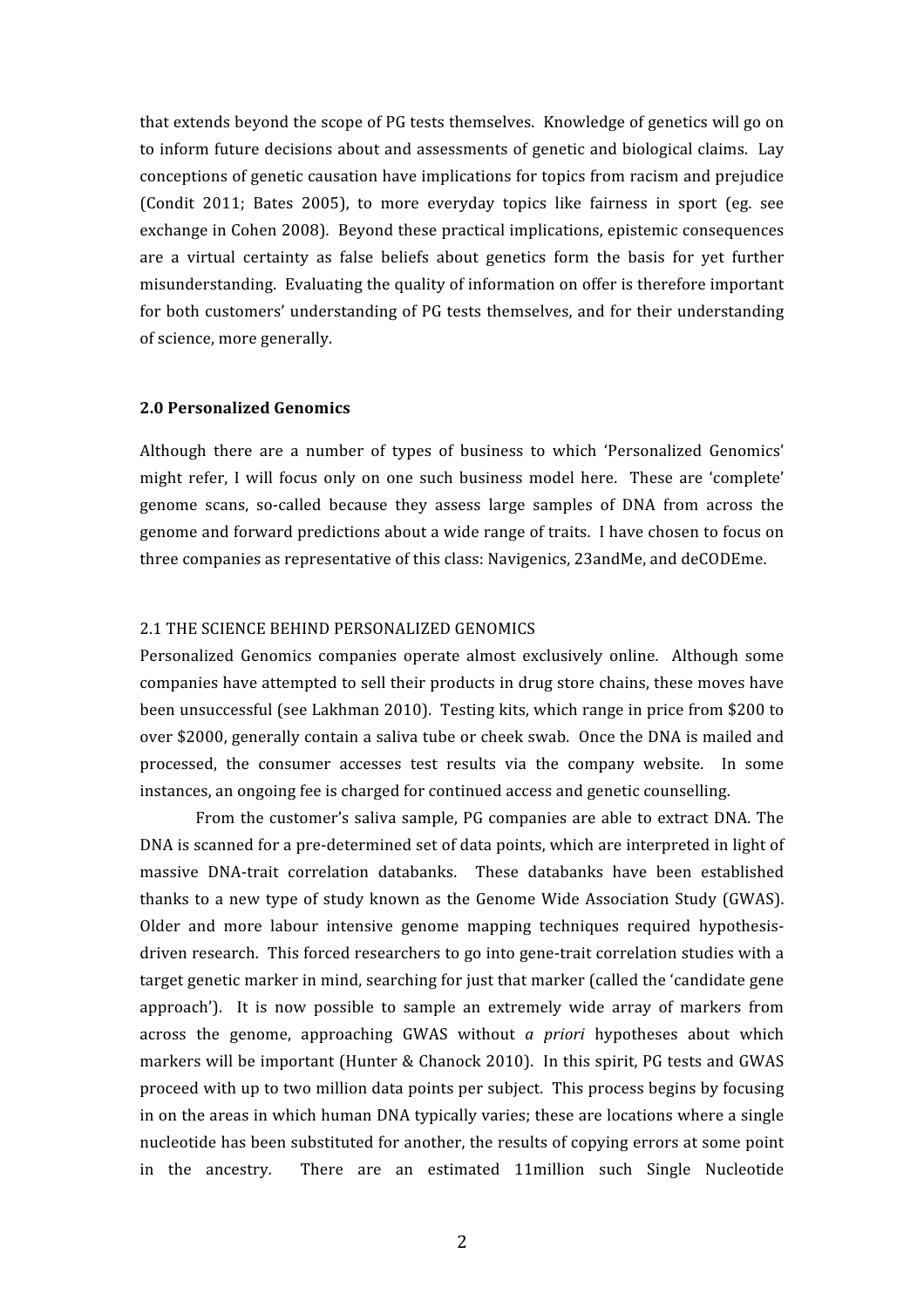that extends beyond the scope of PG tests themselves. Knowledge of genetics will go on to inform future decisions about and assessments of genetic and biological claims. Lay conceptions of genetic causation have implications for topics from racism and prejudice (Condit 2011; Bates 2005), to more everyday topics like fairness in sport (eg. see exchange in Cohen 2008). Beyond these practical implications, epistemic consequences are a virtual certainty as false beliefs about genetics form the basis for yet further misunderstanding. Evaluating the quality of information on offer is therefore important for both customers' understanding of PG tests themselves, and for their understanding of science, more generally.

## 2.0 Personalized Genomics

Although there are a number of types of business to which 'Personalized Genomics' might refer, I will focus only on one such business model here. These are 'complete' genome scans, so-called because they assess large samples of DNA from across the genome and forward predictions about a wide range of traits. I have chosen to focus on three companies as representative of this class: Navigenics, 23andMe, and deCODEme.

### 2.1 THE SCIENCE BEHIND PERSONALIZED GENOMICS

Personalized Genomics companies operate almost exclusively online. Although some companies have attempted to sell their products in drug store chains, these moves have been unsuccessful (see Lakhman 2010). Testing kits, which range in price from \$200 to over \$2000, generally contain a saliva tube or cheek swab. Once the DNA is mailed and processed, the consumer accesses test results via the company website. In some instances, an ongoing fee is charged for continued access and genetic counselling.

From the customer's saliva sample, PG companies are able to extract DNA. The DNA is scanned for a pre-determined set of data points, which are interpreted in light of massive DNA-trait correlation databanks. These databanks have been established thanks to a new type of study known as the Genome Wide Association Study (GWAS). Older and more labour intensive genome mapping techniques required hypothesis-driven research. This forced researchers to go into gene-trait correlation studies with a target genetic marker in mind, searching for just that marker (called the 'candidate gene approach'). It is now possible to sample an extremely wide array of markers from across the genome, approaching GWAS without *a priori* hypotheses about which markers will be important (Hunter & Chanock 2010). In this spirit, PG tests and GWAS proceed with up to two million data points per subject. This process begins by focusing in on the areas in which human DNA typically varies; these are locations where a single nucleotide has been substituted for another, the results of copying errors at some point in the ancestry. There are an estimated 11million such Single Nucleotide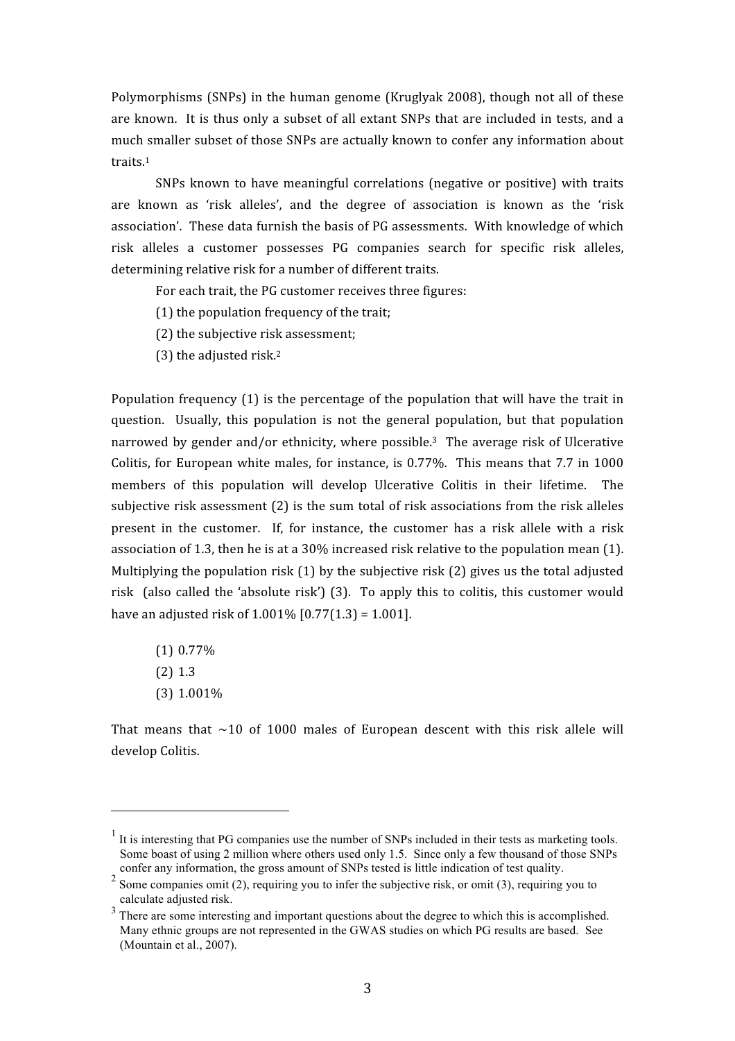Polymorphisms (SNPs) in the human genome (Kruglyak 2008), though not all of these are known. It is thus only a subset of all extant SNPs that are included in tests, and a much smaller subset of those SNPs are actually known to confer any information about traits.[1]

SNPs known to have meaningful correlations (negative or positive) with traits are known as 'risk alleles', and the degree of association is known as the 'risk association'. These data furnish the basis of PG assessments. With knowledge of which risk alleles a customer possesses PG companies search for specific risk alleles, determining relative risk for a number of different traits.

For each trait, the PG customer receives three figures:

(1) the population frequency of the trait;

(2) the subjective risk assessment;

(3) the adjusted risk.[2]

Population frequency (1) is the percentage of the population that will have the trait in question. Usually, this population is not the general population, but that population narrowed by gender and/or ethnicity, where possible.[3] The average risk of Ulcerative Colitis, for European white males, for instance, is 0.77%. This means that 7.7 in 1000 members of this population will develop Ulcerative Colitis in their lifetime. The subjective risk assessment (2) is the sum total of risk associations from the risk alleles present in the customer. If, for instance, the customer has a risk allele with a risk association of 1.3, then he is at a 30% increased risk relative to the population mean (1). Multiplying the population risk (1) by the subjective risk (2) gives us the total adjusted risk (also called the 'absolute risk') (3). To apply this to colitis, this customer would have an adjusted risk of 1.001% [0.77(1.3) = 1.001].

(1) 0.77%
(2) 1.3
(3) 1.001%

That means that ~10 of 1000 males of European descent with this risk allele will develop Colitis.

---

[1] It is interesting that PG companies use the number of SNPs included in their tests as marketing tools. Some boast of using 2 million where others used only 1.5. Since only a few thousand of those SNPs confer any information, the gross amount of SNPs tested is little indication of test quality.

[2] Some companies omit (2), requiring you to infer the subjective risk, or omit (3), requiring you to calculate adjusted risk.

[3] There are some interesting and important questions about the degree to which this is accomplished. Many ethnic groups are not represented in the GWAS studies on which PG results are based. See (Mountain et al., 2007).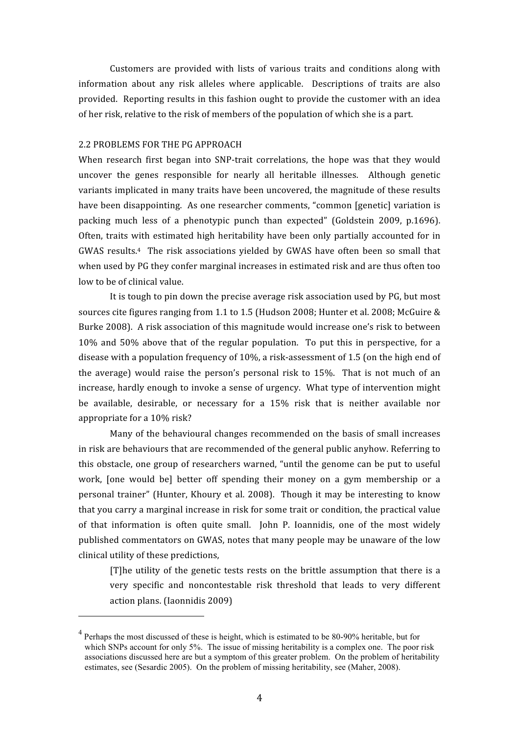Customers are provided with lists of various traits and conditions along with information about any risk alleles where applicable. Descriptions of traits are also provided. Reporting results in this fashion ought to provide the customer with an idea of her risk, relative to the risk of members of the population of which she is a part.

## 2.2 PROBLEMS FOR THE PG APPROACH

When research first began into SNP-trait correlations, the hope was that they would uncover the genes responsible for nearly all heritable illnesses. Although genetic variants implicated in many traits have been uncovered, the magnitude of these results have been disappointing. As one researcher comments, "common [genetic] variation is packing much less of a phenotypic punch than expected" (Goldstein 2009, p.1696). Often, traits with estimated high heritability have been only partially accounted for in GWAS results.[4] The risk associations yielded by GWAS have often been so small that when used by PG they confer marginal increases in estimated risk and are thus often too low to be of clinical value.

It is tough to pin down the precise average risk association used by PG, but most sources cite figures ranging from 1.1 to 1.5 (Hudson 2008; Hunter et al. 2008; McGuire & Burke 2008). A risk association of this magnitude would increase one's risk to between 10% and 50% above that of the regular population. To put this in perspective, for a disease with a population frequency of 10%, a risk-assessment of 1.5 (on the high end of the average) would raise the person's personal risk to 15%. That is not much of an increase, hardly enough to invoke a sense of urgency. What type of intervention might be available, desirable, or necessary for a 15% risk that is neither available nor appropriate for a 10% risk?

Many of the behavioural changes recommended on the basis of small increases in risk are behaviours that are recommended of the general public anyhow. Referring to this obstacle, one group of researchers warned, "until the genome can be put to useful work, [one would be] better off spending their money on a gym membership or a personal trainer" (Hunter, Khoury et al. 2008). Though it may be interesting to know that you carry a marginal increase in risk for some trait or condition, the practical value of that information is often quite small. John P. Ioannidis, one of the most widely published commentators on GWAS, notes that many people may be unaware of the low clinical utility of these predictions,

> [T]he utility of the genetic tests rests on the brittle assumption that there is a very specific and noncontestable risk threshold that leads to very different action plans. (Iaonnidis 2009)

---

[4] Perhaps the most discussed of these is height, which is estimated to be 80-90% heritable, but for which SNPs account for only 5%. The issue of missing heritability is a complex one. The poor risk associations discussed here are but a symptom of this greater problem. On the problem of heritability estimates, see (Sesardic 2005). On the problem of missing heritability, see (Maher, 2008).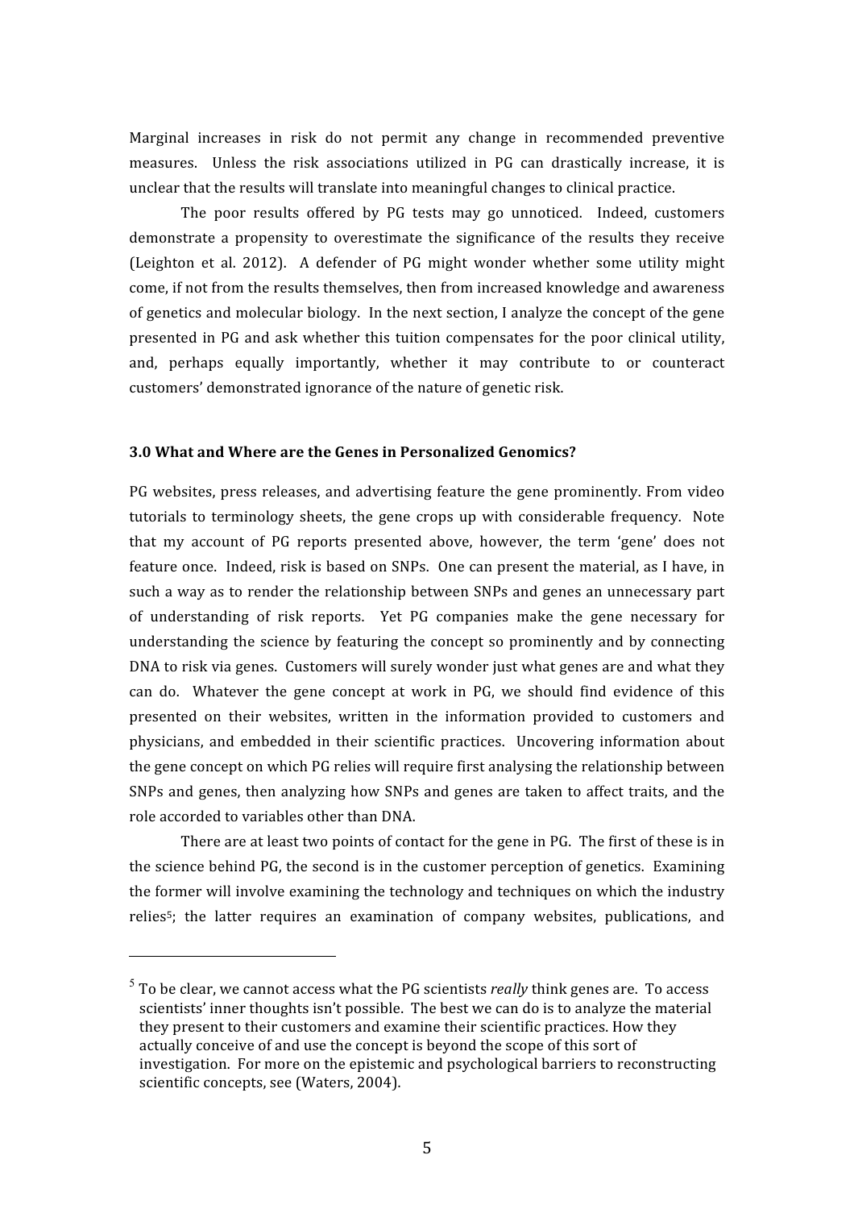Marginal increases in risk do not permit any change in recommended preventive measures. Unless the risk associations utilized in PG can drastically increase, it is unclear that the results will translate into meaningful changes to clinical practice.

The poor results offered by PG tests may go unnoticed. Indeed, customers demonstrate a propensity to overestimate the significance of the results they receive (Leighton et al. 2012). A defender of PG might wonder whether some utility might come, if not from the results themselves, then from increased knowledge and awareness of genetics and molecular biology. In the next section, I analyze the concept of the gene presented in PG and ask whether this tuition compensates for the poor clinical utility, and, perhaps equally importantly, whether it may contribute to or counteract customers' demonstrated ignorance of the nature of genetic risk.

### 3.0 What and Where are the Genes in Personalized Genomics?

PG websites, press releases, and advertising feature the gene prominently. From video tutorials to terminology sheets, the gene crops up with considerable frequency. Note that my account of PG reports presented above, however, the term 'gene' does not feature once. Indeed, risk is based on SNPs. One can present the material, as I have, in such a way as to render the relationship between SNPs and genes an unnecessary part of understanding of risk reports. Yet PG companies make the gene necessary for understanding the science by featuring the concept so prominently and by connecting DNA to risk via genes. Customers will surely wonder just what genes are and what they can do. Whatever the gene concept at work in PG, we should find evidence of this presented on their websites, written in the information provided to customers and physicians, and embedded in their scientific practices. Uncovering information about the gene concept on which PG relies will require first analysing the relationship between SNPs and genes, then analyzing how SNPs and genes are taken to affect traits, and the role accorded to variables other than DNA.

There are at least two points of contact for the gene in PG. The first of these is in the science behind PG, the second is in the customer perception of genetics. Examining the former will involve examining the technology and techniques on which the industry relies[5]; the latter requires an examination of company websites, publications, and

[5] To be clear, we cannot access what the PG scientists *really* think genes are. To access scientists' inner thoughts isn't possible. The best we can do is to analyze the material they present to their customers and examine their scientific practices. How they actually conceive of and use the concept is beyond the scope of this sort of investigation. For more on the epistemic and psychological barriers to reconstructing scientific concepts, see (Waters, 2004).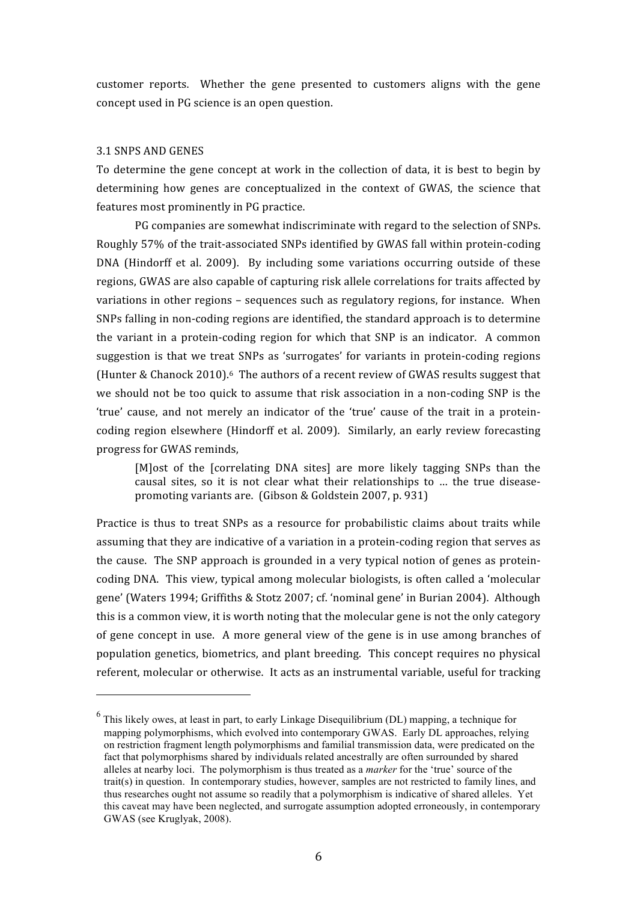customer reports. Whether the gene presented to customers aligns with the gene concept used in PG science is an open question.

### 3.1 SNPS AND GENES

To determine the gene concept at work in the collection of data, it is best to begin by determining how genes are conceptualized in the context of GWAS, the science that features most prominently in PG practice.

PG companies are somewhat indiscriminate with regard to the selection of SNPs. Roughly 57% of the trait-associated SNPs identified by GWAS fall within protein-coding DNA (Hindorff et al. 2009). By including some variations occurring outside of these regions, GWAS are also capable of capturing risk allele correlations for traits affected by variations in other regions – sequences such as regulatory regions, for instance. When SNPs falling in non-coding regions are identified, the standard approach is to determine the variant in a protein-coding region for which that SNP is an indicator. A common suggestion is that we treat SNPs as 'surrogates' for variants in protein-coding regions (Hunter & Chanock 2010).[6] The authors of a recent review of GWAS results suggest that we should not be too quick to assume that risk association in a non-coding SNP is the 'true' cause, and not merely an indicator of the 'true' cause of the trait in a protein-coding region elsewhere (Hindorff et al. 2009). Similarly, an early review forecasting progress for GWAS reminds,

> [M]ost of the [correlating DNA sites] are more likely tagging SNPs than the causal sites, so it is not clear what their relationships to … the true disease-promoting variants are. (Gibson & Goldstein 2007, p. 931)

Practice is thus to treat SNPs as a resource for probabilistic claims about traits while assuming that they are indicative of a variation in a protein-coding region that serves as the cause. The SNP approach is grounded in a very typical notion of genes as protein-coding DNA. This view, typical among molecular biologists, is often called a 'molecular gene' (Waters 1994; Griffiths & Stotz 2007; cf. 'nominal gene' in Burian 2004). Although this is a common view, it is worth noting that the molecular gene is not the only category of gene concept in use. A more general view of the gene is in use among branches of population genetics, biometrics, and plant breeding. This concept requires no physical referent, molecular or otherwise. It acts as an instrumental variable, useful for tracking

---

[6] This likely owes, at least in part, to early Linkage Disequilibrium (DL) mapping, a technique for mapping polymorphisms, which evolved into contemporary GWAS. Early DL approaches, relying on restriction fragment length polymorphisms and familial transmission data, were predicated on the fact that polymorphisms shared by individuals related ancestrally are often surrounded by shared alleles at nearby loci. The polymorphism is thus treated as a *marker* for the 'true' source of the trait(s) in question. In contemporary studies, however, samples are not restricted to family lines, and thus researches ought not assume so readily that a polymorphism is indicative of shared alleles. Yet this caveat may have been neglected, and surrogate assumption adopted erroneously, in contemporary GWAS (see Kruglyak, 2008).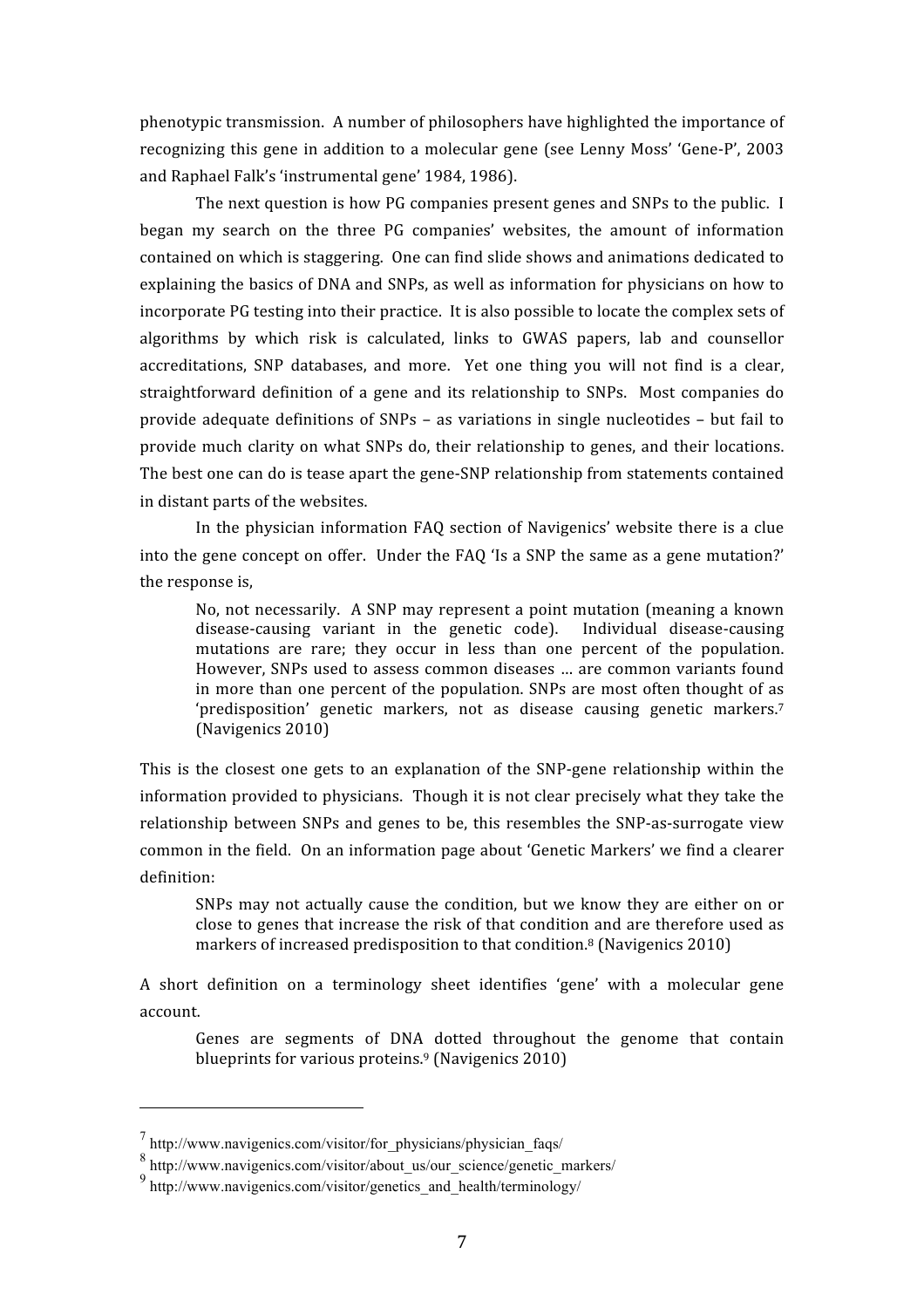phenotypic transmission. A number of philosophers have highlighted the importance of recognizing this gene in addition to a molecular gene (see Lenny Moss' 'Gene-P', 2003 and Raphael Falk's 'instrumental gene' 1984, 1986).

The next question is how PG companies present genes and SNPs to the public. I began my search on the three PG companies' websites, the amount of information contained on which is staggering. One can find slide shows and animations dedicated to explaining the basics of DNA and SNPs, as well as information for physicians on how to incorporate PG testing into their practice. It is also possible to locate the complex sets of algorithms by which risk is calculated, links to GWAS papers, lab and counsellor accreditations, SNP databases, and more. Yet one thing you will not find is a clear, straightforward definition of a gene and its relationship to SNPs. Most companies do provide adequate definitions of SNPs – as variations in single nucleotides – but fail to provide much clarity on what SNPs do, their relationship to genes, and their locations. The best one can do is tease apart the gene-SNP relationship from statements contained in distant parts of the websites.

In the physician information FAQ section of Navigenics' website there is a clue into the gene concept on offer. Under the FAQ 'Is a SNP the same as a gene mutation?' the response is,

> No, not necessarily. A SNP may represent a point mutation (meaning a known disease-causing variant in the genetic code). Individual disease-causing mutations are rare; they occur in less than one percent of the population. However, SNPs used to assess common diseases … are common variants found in more than one percent of the population. SNPs are most often thought of as 'predisposition' genetic markers, not as disease causing genetic markers.[7] (Navigenics 2010)

This is the closest one gets to an explanation of the SNP-gene relationship within the information provided to physicians. Though it is not clear precisely what they take the relationship between SNPs and genes to be, this resembles the SNP-as-surrogate view common in the field. On an information page about 'Genetic Markers' we find a clearer definition:

> SNPs may not actually cause the condition, but we know they are either on or close to genes that increase the risk of that condition and are therefore used as markers of increased predisposition to that condition.[8] (Navigenics 2010)

A short definition on a terminology sheet identifies 'gene' with a molecular gene account.

> Genes are segments of DNA dotted throughout the genome that contain blueprints for various proteins.[9] (Navigenics 2010)

---

[7] http://www.navigenics.com/visitor/for_physicians/physician_faqs/

[8] http://www.navigenics.com/visitor/about_us/our_science/genetic_markers/

[9] http://www.navigenics.com/visitor/genetics_and_health/terminology/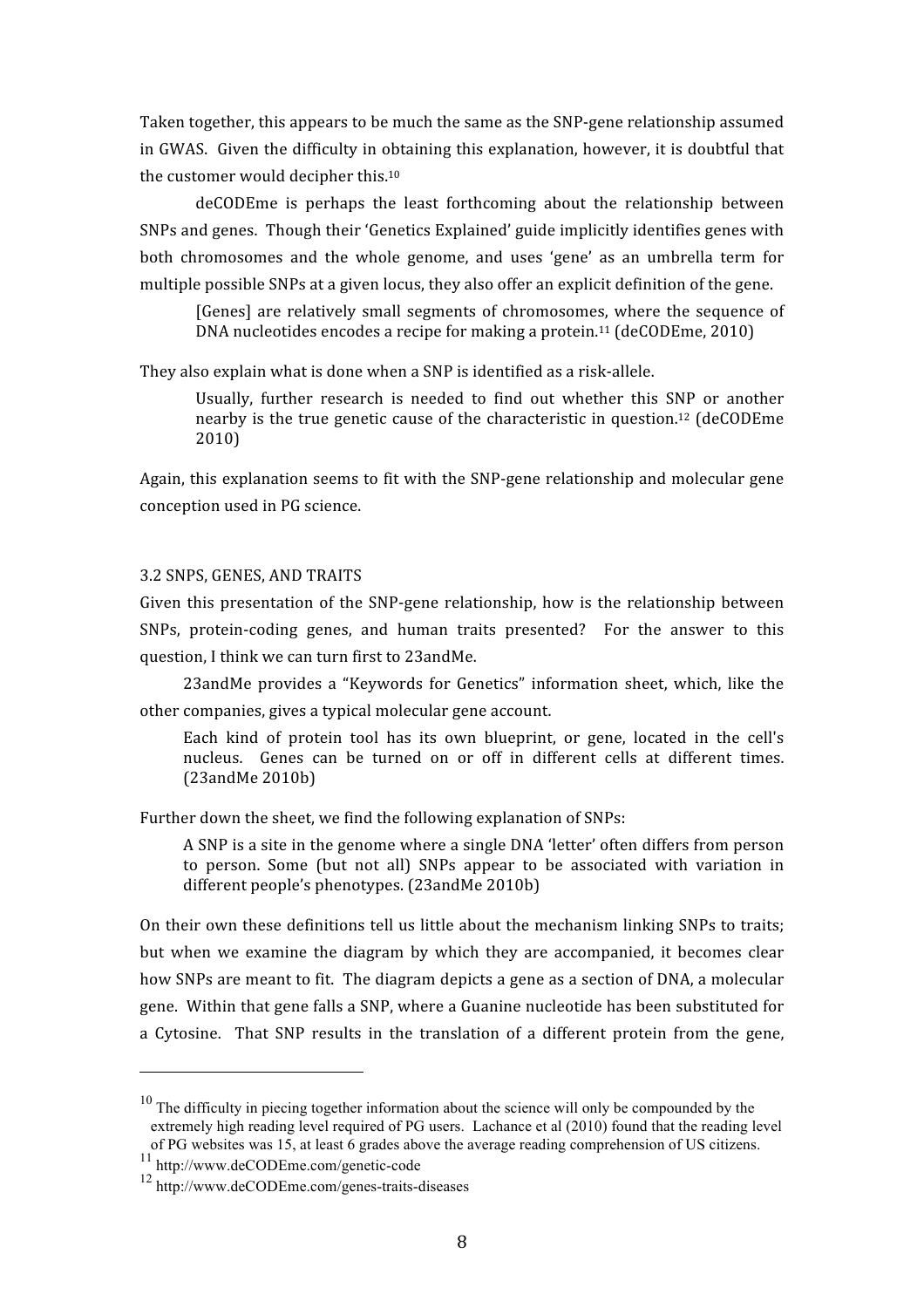Taken together, this appears to be much the same as the SNP-gene relationship assumed in GWAS. Given the difficulty in obtaining this explanation, however, it is doubtful that the customer would decipher this.[10]

deCODEme is perhaps the least forthcoming about the relationship between SNPs and genes. Though their 'Genetics Explained' guide implicitly identifies genes with both chromosomes and the whole genome, and uses 'gene' as an umbrella term for multiple possible SNPs at a given locus, they also offer an explicit definition of the gene.

> [Genes] are relatively small segments of chromosomes, where the sequence of DNA nucleotides encodes a recipe for making a protein.[11] (deCODEme, 2010)

They also explain what is done when a SNP is identified as a risk-allele.

> Usually, further research is needed to find out whether this SNP or another nearby is the true genetic cause of the characteristic in question.[12] (deCODEme 2010)

Again, this explanation seems to fit with the SNP-gene relationship and molecular gene conception used in PG science.

### 3.2 SNPS, GENES, AND TRAITS

Given this presentation of the SNP-gene relationship, how is the relationship between SNPs, protein-coding genes, and human traits presented? For the answer to this question, I think we can turn first to 23andMe.

23andMe provides a "Keywords for Genetics" information sheet, which, like the other companies, gives a typical molecular gene account.

> Each kind of protein tool has its own blueprint, or gene, located in the cell's nucleus. Genes can be turned on or off in different cells at different times. (23andMe 2010b)

Further down the sheet, we find the following explanation of SNPs:

> A SNP is a site in the genome where a single DNA 'letter' often differs from person to person. Some (but not all) SNPs appear to be associated with variation in different people's phenotypes. (23andMe 2010b)

On their own these definitions tell us little about the mechanism linking SNPs to traits; but when we examine the diagram by which they are accompanied, it becomes clear how SNPs are meant to fit. The diagram depicts a gene as a section of DNA, a molecular gene. Within that gene falls a SNP, where a Guanine nucleotide has been substituted for a Cytosine. That SNP results in the translation of a different protein from the gene,

---

[10] The difficulty in piecing together information about the science will only be compounded by the extremely high reading level required of PG users. Lachance et al (2010) found that the reading level of PG websites was 15, at least 6 grades above the average reading comprehension of US citizens.

[11] http://www.deCODEme.com/genetic-code

[12] http://www.deCODEme.com/genes-traits-diseases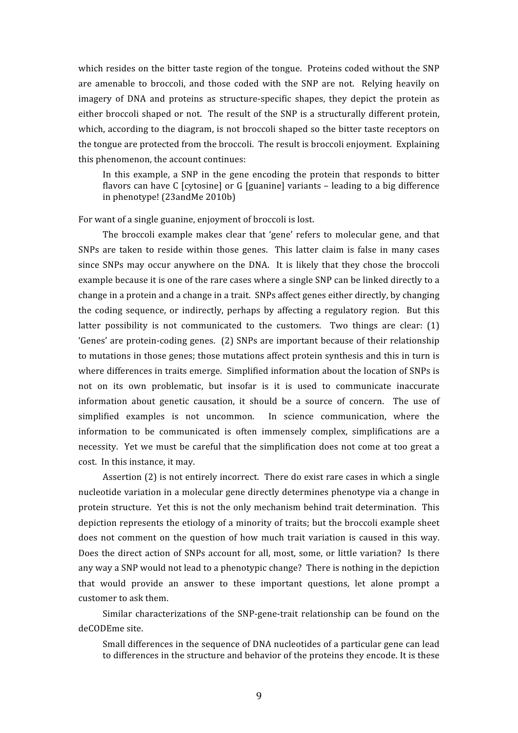which resides on the bitter taste region of the tongue. Proteins coded without the SNP are amenable to broccoli, and those coded with the SNP are not. Relying heavily on imagery of DNA and proteins as structure-specific shapes, they depict the protein as either broccoli shaped or not. The result of the SNP is a structurally different protein, which, according to the diagram, is not broccoli shaped so the bitter taste receptors on the tongue are protected from the broccoli. The result is broccoli enjoyment. Explaining this phenomenon, the account continues:

> In this example, a SNP in the gene encoding the protein that responds to bitter flavors can have C [cytosine] or G [guanine] variants – leading to a big difference in phenotype! (23andMe 2010b)

For want of a single guanine, enjoyment of broccoli is lost.

The broccoli example makes clear that 'gene' refers to molecular gene, and that SNPs are taken to reside within those genes. This latter claim is false in many cases since SNPs may occur anywhere on the DNA. It is likely that they chose the broccoli example because it is one of the rare cases where a single SNP can be linked directly to a change in a protein and a change in a trait. SNPs affect genes either directly, by changing the coding sequence, or indirectly, perhaps by affecting a regulatory region. But this latter possibility is not communicated to the customers. Two things are clear: (1) 'Genes' are protein-coding genes. (2) SNPs are important because of their relationship to mutations in those genes; those mutations affect protein synthesis and this in turn is where differences in traits emerge. Simplified information about the location of SNPs is not on its own problematic, but insofar is it is used to communicate inaccurate information about genetic causation, it should be a source of concern. The use of simplified examples is not uncommon. In science communication, where the information to be communicated is often immensely complex, simplifications are a necessity. Yet we must be careful that the simplification does not come at too great a cost. In this instance, it may.

Assertion (2) is not entirely incorrect. There do exist rare cases in which a single nucleotide variation in a molecular gene directly determines phenotype via a change in protein structure. Yet this is not the only mechanism behind trait determination. This depiction represents the etiology of a minority of traits; but the broccoli example sheet does not comment on the question of how much trait variation is caused in this way. Does the direct action of SNPs account for all, most, some, or little variation? Is there any way a SNP would not lead to a phenotypic change? There is nothing in the depiction that would provide an answer to these important questions, let alone prompt a customer to ask them.

Similar characterizations of the SNP-gene-trait relationship can be found on the deCODEme site.

> Small differences in the sequence of DNA nucleotides of a particular gene can lead to differences in the structure and behavior of the proteins they encode. It is these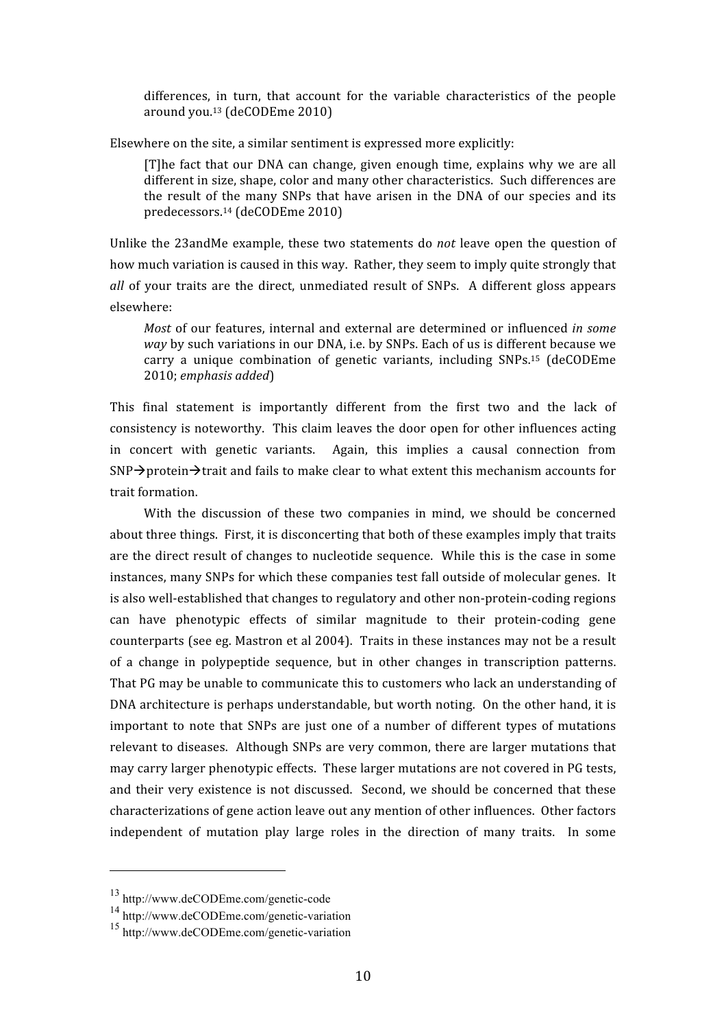> differences, in turn, that account for the variable characteristics of the people around you.[13] (deCODEme 2010)

Elsewhere on the site, a similar sentiment is expressed more explicitly:

> [T]he fact that our DNA can change, given enough time, explains why we are all different in size, shape, color and many other characteristics. Such differences are the result of the many SNPs that have arisen in the DNA of our species and its predecessors.[14] (deCODEme 2010)

Unlike the 23andMe example, these two statements do *not* leave open the question of how much variation is caused in this way. Rather, they seem to imply quite strongly that *all* of your traits are the direct, unmediated result of SNPs. A different gloss appears elsewhere:

> *Most* of our features, internal and external are determined or influenced *in some way* by such variations in our DNA, i.e. by SNPs. Each of us is different because we carry a unique combination of genetic variants, including SNPs.[15] (deCODEme 2010; *emphasis added*)

This final statement is importantly different from the first two and the lack of consistency is noteworthy. This claim leaves the door open for other influences acting in concert with genetic variants. Again, this implies a causal connection from SNP→protein→trait and fails to make clear to what extent this mechanism accounts for trait formation.

With the discussion of these two companies in mind, we should be concerned about three things. First, it is disconcerting that both of these examples imply that traits are the direct result of changes to nucleotide sequence. While this is the case in some instances, many SNPs for which these companies test fall outside of molecular genes. It is also well-established that changes to regulatory and other non-protein-coding regions can have phenotypic effects of similar magnitude to their protein-coding gene counterparts (see eg. Mastron et al 2004). Traits in these instances may not be a result of a change in polypeptide sequence, but in other changes in transcription patterns. That PG may be unable to communicate this to customers who lack an understanding of DNA architecture is perhaps understandable, but worth noting. On the other hand, it is important to note that SNPs are just one of a number of different types of mutations relevant to diseases. Although SNPs are very common, there are larger mutations that may carry larger phenotypic effects. These larger mutations are not covered in PG tests, and their very existence is not discussed. Second, we should be concerned that these characterizations of gene action leave out any mention of other influences. Other factors independent of mutation play large roles in the direction of many traits. In some

---

[13] http://www.deCODEme.com/genetic-code

[14] http://www.deCODEme.com/genetic-variation

[15] http://www.deCODEme.com/genetic-variation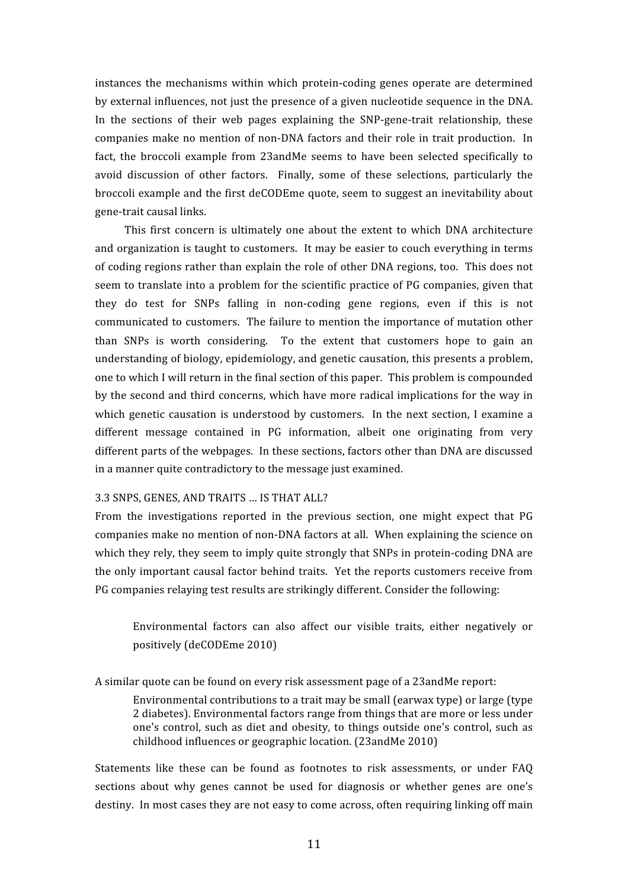instances the mechanisms within which protein-coding genes operate are determined by external influences, not just the presence of a given nucleotide sequence in the DNA. In the sections of their web pages explaining the SNP-gene-trait relationship, these companies make no mention of non-DNA factors and their role in trait production. In fact, the broccoli example from 23andMe seems to have been selected specifically to avoid discussion of other factors. Finally, some of these selections, particularly the broccoli example and the first deCODEme quote, seem to suggest an inevitability about gene-trait causal links.

This first concern is ultimately one about the extent to which DNA architecture and organization is taught to customers. It may be easier to couch everything in terms of coding regions rather than explain the role of other DNA regions, too. This does not seem to translate into a problem for the scientific practice of PG companies, given that they do test for SNPs falling in non-coding gene regions, even if this is not communicated to customers. The failure to mention the importance of mutation other than SNPs is worth considering. To the extent that customers hope to gain an understanding of biology, epidemiology, and genetic causation, this presents a problem, one to which I will return in the final section of this paper. This problem is compounded by the second and third concerns, which have more radical implications for the way in which genetic causation is understood by customers. In the next section, I examine a different message contained in PG information, albeit one originating from very different parts of the webpages. In these sections, factors other than DNA are discussed in a manner quite contradictory to the message just examined.

### 3.3 SNPS, GENES, AND TRAITS … IS THAT ALL?

From the investigations reported in the previous section, one might expect that PG companies make no mention of non-DNA factors at all. When explaining the science on which they rely, they seem to imply quite strongly that SNPs in protein-coding DNA are the only important causal factor behind traits. Yet the reports customers receive from PG companies relaying test results are strikingly different. Consider the following:

> Environmental factors can also affect our visible traits, either negatively or positively (deCODEme 2010)

A similar quote can be found on every risk assessment page of a 23andMe report:

> Environmental contributions to a trait may be small (earwax type) or large (type 2 diabetes). Environmental factors range from things that are more or less under one's control, such as diet and obesity, to things outside one's control, such as childhood influences or geographic location. (23andMe 2010)

Statements like these can be found as footnotes to risk assessments, or under FAQ sections about why genes cannot be used for diagnosis or whether genes are one's destiny. In most cases they are not easy to come across, often requiring linking off main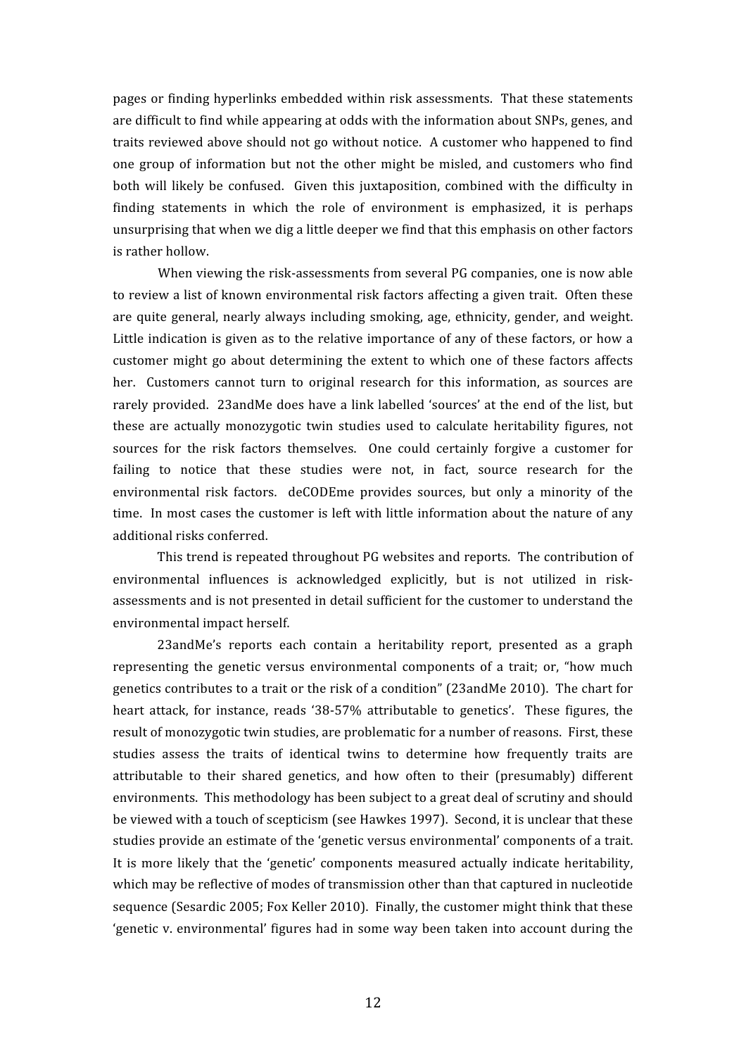pages or finding hyperlinks embedded within risk assessments. That these statements are difficult to find while appearing at odds with the information about SNPs, genes, and traits reviewed above should not go without notice. A customer who happened to find one group of information but not the other might be misled, and customers who find both will likely be confused. Given this juxtaposition, combined with the difficulty in finding statements in which the role of environment is emphasized, it is perhaps unsurprising that when we dig a little deeper we find that this emphasis on other factors is rather hollow.

When viewing the risk-assessments from several PG companies, one is now able to review a list of known environmental risk factors affecting a given trait. Often these are quite general, nearly always including smoking, age, ethnicity, gender, and weight. Little indication is given as to the relative importance of any of these factors, or how a customer might go about determining the extent to which one of these factors affects her. Customers cannot turn to original research for this information, as sources are rarely provided. 23andMe does have a link labelled 'sources' at the end of the list, but these are actually monozygotic twin studies used to calculate heritability figures, not sources for the risk factors themselves. One could certainly forgive a customer for failing to notice that these studies were not, in fact, source research for the environmental risk factors. deCODEme provides sources, but only a minority of the time. In most cases the customer is left with little information about the nature of any additional risks conferred.

This trend is repeated throughout PG websites and reports. The contribution of environmental influences is acknowledged explicitly, but is not utilized in risk-assessments and is not presented in detail sufficient for the customer to understand the environmental impact herself.

23andMe's reports each contain a heritability report, presented as a graph representing the genetic versus environmental components of a trait; or, "how much genetics contributes to a trait or the risk of a condition" (23andMe 2010). The chart for heart attack, for instance, reads '38-57% attributable to genetics'. These figures, the result of monozygotic twin studies, are problematic for a number of reasons. First, these studies assess the traits of identical twins to determine how frequently traits are attributable to their shared genetics, and how often to their (presumably) different environments. This methodology has been subject to a great deal of scrutiny and should be viewed with a touch of scepticism (see Hawkes 1997). Second, it is unclear that these studies provide an estimate of the 'genetic versus environmental' components of a trait. It is more likely that the 'genetic' components measured actually indicate heritability, which may be reflective of modes of transmission other than that captured in nucleotide sequence (Sesardic 2005; Fox Keller 2010). Finally, the customer might think that these 'genetic v. environmental' figures had in some way been taken into account during the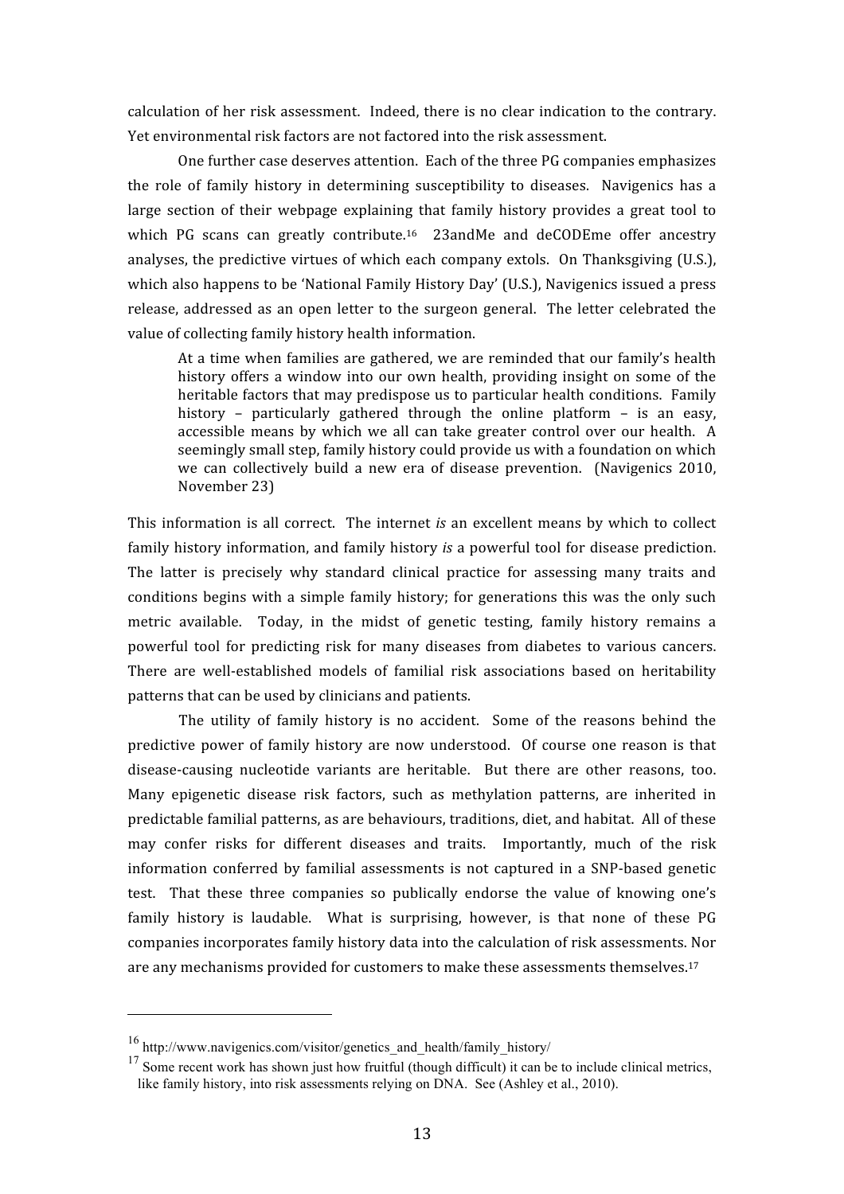calculation of her risk assessment. Indeed, there is no clear indication to the contrary. Yet environmental risk factors are not factored into the risk assessment.

One further case deserves attention. Each of the three PG companies emphasizes the role of family history in determining susceptibility to diseases. Navigenics has a large section of their webpage explaining that family history provides a great tool to which PG scans can greatly contribute.[16] 23andMe and deCODEme offer ancestry analyses, the predictive virtues of which each company extols. On Thanksgiving (U.S.), which also happens to be 'National Family History Day' (U.S.), Navigenics issued a press release, addressed as an open letter to the surgeon general. The letter celebrated the value of collecting family history health information.

> At a time when families are gathered, we are reminded that our family's health history offers a window into our own health, providing insight on some of the heritable factors that may predispose us to particular health conditions. Family history – particularly gathered through the online platform – is an easy, accessible means by which we all can take greater control over our health. A seemingly small step, family history could provide us with a foundation on which we can collectively build a new era of disease prevention. (Navigenics 2010, November 23)

This information is all correct. The internet *is* an excellent means by which to collect family history information, and family history *is* a powerful tool for disease prediction. The latter is precisely why standard clinical practice for assessing many traits and conditions begins with a simple family history; for generations this was the only such metric available. Today, in the midst of genetic testing, family history remains a powerful tool for predicting risk for many diseases from diabetes to various cancers. There are well-established models of familial risk associations based on heritability patterns that can be used by clinicians and patients.

The utility of family history is no accident. Some of the reasons behind the predictive power of family history are now understood. Of course one reason is that disease-causing nucleotide variants are heritable. But there are other reasons, too. Many epigenetic disease risk factors, such as methylation patterns, are inherited in predictable familial patterns, as are behaviours, traditions, diet, and habitat. All of these may confer risks for different diseases and traits. Importantly, much of the risk information conferred by familial assessments is not captured in a SNP-based genetic test. That these three companies so publically endorse the value of knowing one's family history is laudable. What is surprising, however, is that none of these PG companies incorporates family history data into the calculation of risk assessments. Nor are any mechanisms provided for customers to make these assessments themselves.[17]

---

[16] http://www.navigenics.com/visitor/genetics_and_health/family_history/

[17] Some recent work has shown just how fruitful (though difficult) it can be to include clinical metrics, like family history, into risk assessments relying on DNA. See (Ashley et al., 2010).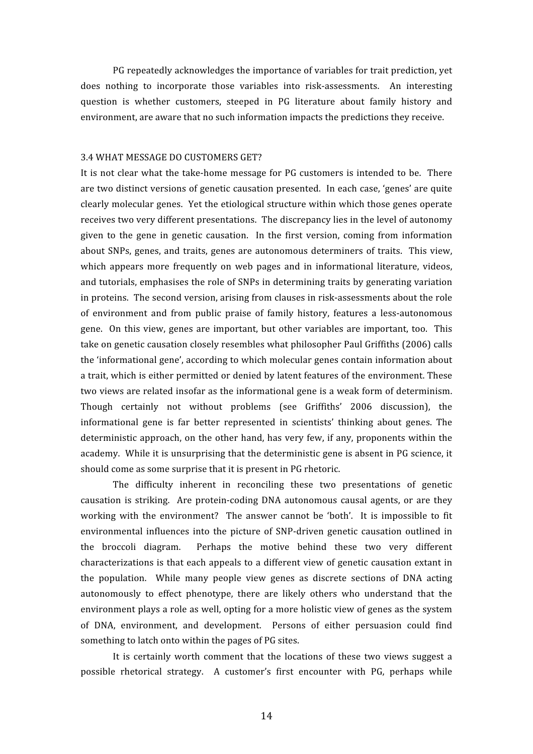PG repeatedly acknowledges the importance of variables for trait prediction, yet does nothing to incorporate those variables into risk-assessments. An interesting question is whether customers, steeped in PG literature about family history and environment, are aware that no such information impacts the predictions they receive.

### 3.4 WHAT MESSAGE DO CUSTOMERS GET?

It is not clear what the take-home message for PG customers is intended to be. There are two distinct versions of genetic causation presented. In each case, 'genes' are quite clearly molecular genes. Yet the etiological structure within which those genes operate receives two very different presentations. The discrepancy lies in the level of autonomy given to the gene in genetic causation. In the first version, coming from information about SNPs, genes, and traits, genes are autonomous determiners of traits. This view, which appears more frequently on web pages and in informational literature, videos, and tutorials, emphasises the role of SNPs in determining traits by generating variation in proteins. The second version, arising from clauses in risk-assessments about the role of environment and from public praise of family history, features a less-autonomous gene. On this view, genes are important, but other variables are important, too. This take on genetic causation closely resembles what philosopher Paul Griffiths (2006) calls the 'informational gene', according to which molecular genes contain information about a trait, which is either permitted or denied by latent features of the environment. These two views are related insofar as the informational gene is a weak form of determinism. Though certainly not without problems (see Griffiths' 2006 discussion), the informational gene is far better represented in scientists' thinking about genes. The deterministic approach, on the other hand, has very few, if any, proponents within the academy. While it is unsurprising that the deterministic gene is absent in PG science, it should come as some surprise that it is present in PG rhetoric.

The difficulty inherent in reconciling these two presentations of genetic causation is striking. Are protein-coding DNA autonomous causal agents, or are they working with the environment? The answer cannot be 'both'. It is impossible to fit environmental influences into the picture of SNP-driven genetic causation outlined in the broccoli diagram. Perhaps the motive behind these two very different characterizations is that each appeals to a different view of genetic causation extant in the population. While many people view genes as discrete sections of DNA acting autonomously to effect phenotype, there are likely others who understand that the environment plays a role as well, opting for a more holistic view of genes as the system of DNA, environment, and development. Persons of either persuasion could find something to latch onto within the pages of PG sites.

It is certainly worth comment that the locations of these two views suggest a possible rhetorical strategy. A customer's first encounter with PG, perhaps while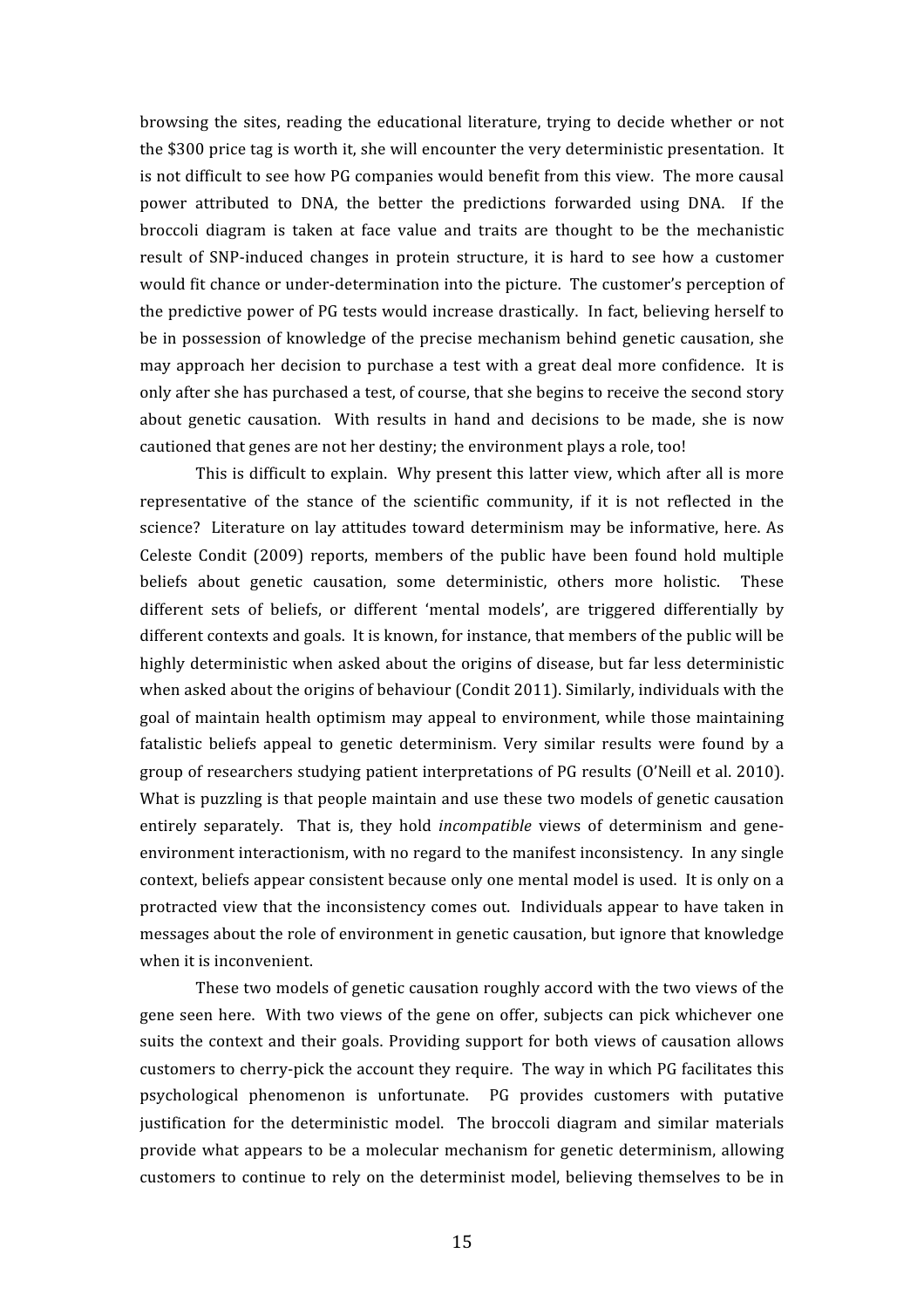browsing the sites, reading the educational literature, trying to decide whether or not the $300 price tag is worth it, she will encounter the very deterministic presentation. It is not difficult to see how PG companies would benefit from this view. The more causal power attributed to DNA, the better the predictions forwarded using DNA. If the broccoli diagram is taken at face value and traits are thought to be the mechanistic result of SNP-induced changes in protein structure, it is hard to see how a customer would fit chance or under-determination into the picture. The customer's perception of the predictive power of PG tests would increase drastically. In fact, believing herself to be in possession of knowledge of the precise mechanism behind genetic causation, she may approach her decision to purchase a test with a great deal more confidence. It is only after she has purchased a test, of course, that she begins to receive the second story about genetic causation. With results in hand and decisions to be made, she is now cautioned that genes are not her destiny; the environment plays a role, too!

This is difficult to explain. Why present this latter view, which after all is more representative of the stance of the scientific community, if it is not reflected in the science? Literature on lay attitudes toward determinism may be informative, here. As Celeste Condit (2009) reports, members of the public have been found hold multiple beliefs about genetic causation, some deterministic, others more holistic. These different sets of beliefs, or different 'mental models', are triggered differentially by different contexts and goals. It is known, for instance, that members of the public will be highly deterministic when asked about the origins of disease, but far less deterministic when asked about the origins of behaviour (Condit 2011). Similarly, individuals with the goal of maintain health optimism may appeal to environment, while those maintaining fatalistic beliefs appeal to genetic determinism. Very similar results were found by a group of researchers studying patient interpretations of PG results (O'Neill et al. 2010). What is puzzling is that people maintain and use these two models of genetic causation entirely separately. That is, they hold *incompatible* views of determinism and gene-environment interactionism, with no regard to the manifest inconsistency. In any single context, beliefs appear consistent because only one mental model is used. It is only on a protracted view that the inconsistency comes out. Individuals appear to have taken in messages about the role of environment in genetic causation, but ignore that knowledge when it is inconvenient.

These two models of genetic causation roughly accord with the two views of the gene seen here. With two views of the gene on offer, subjects can pick whichever one suits the context and their goals. Providing support for both views of causation allows customers to cherry-pick the account they require. The way in which PG facilitates this psychological phenomenon is unfortunate. PG provides customers with putative justification for the deterministic model. The broccoli diagram and similar materials provide what appears to be a molecular mechanism for genetic determinism, allowing customers to continue to rely on the determinist model, believing themselves to be in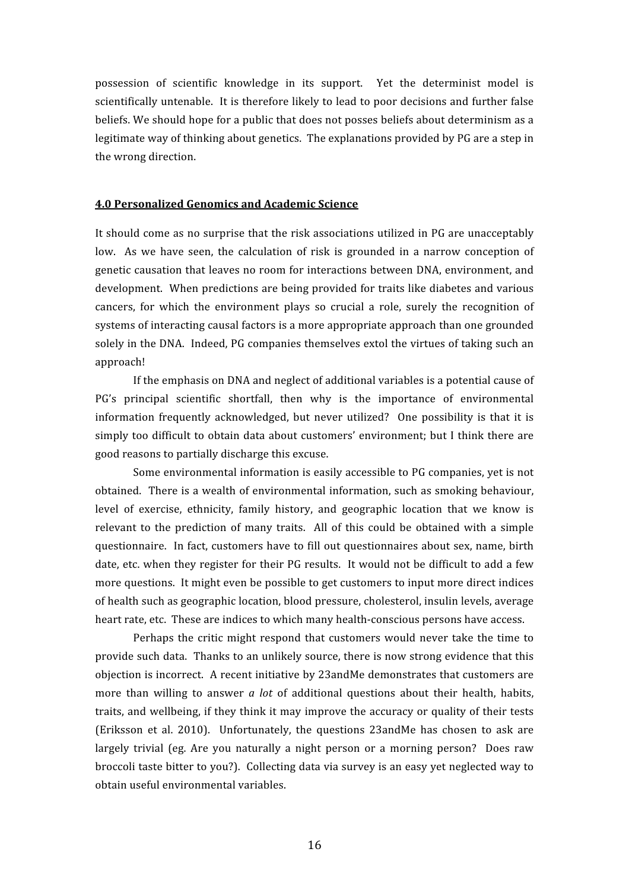possession of scientific knowledge in its support. Yet the determinist model is scientifically untenable. It is therefore likely to lead to poor decisions and further false beliefs. We should hope for a public that does not posses beliefs about determinism as a legitimate way of thinking about genetics. The explanations provided by PG are a step in the wrong direction.

## **4.0 Personalized Genomics and Academic Science**

It should come as no surprise that the risk associations utilized in PG are unacceptably low. As we have seen, the calculation of risk is grounded in a narrow conception of genetic causation that leaves no room for interactions between DNA, environment, and development. When predictions are being provided for traits like diabetes and various cancers, for which the environment plays so crucial a role, surely the recognition of systems of interacting causal factors is a more appropriate approach than one grounded solely in the DNA. Indeed, PG companies themselves extol the virtues of taking such an approach!

If the emphasis on DNA and neglect of additional variables is a potential cause of PG's principal scientific shortfall, then why is the importance of environmental information frequently acknowledged, but never utilized? One possibility is that it is simply too difficult to obtain data about customers' environment; but I think there are good reasons to partially discharge this excuse.

Some environmental information is easily accessible to PG companies, yet is not obtained. There is a wealth of environmental information, such as smoking behaviour, level of exercise, ethnicity, family history, and geographic location that we know is relevant to the prediction of many traits. All of this could be obtained with a simple questionnaire. In fact, customers have to fill out questionnaires about sex, name, birth date, etc. when they register for their PG results. It would not be difficult to add a few more questions. It might even be possible to get customers to input more direct indices of health such as geographic location, blood pressure, cholesterol, insulin levels, average heart rate, etc. These are indices to which many health-conscious persons have access.

Perhaps the critic might respond that customers would never take the time to provide such data. Thanks to an unlikely source, there is now strong evidence that this objection is incorrect. A recent initiative by 23andMe demonstrates that customers are more than willing to answer *a lot* of additional questions about their health, habits, traits, and wellbeing, if they think it may improve the accuracy or quality of their tests (Eriksson et al. 2010). Unfortunately, the questions 23andMe has chosen to ask are largely trivial (eg. Are you naturally a night person or a morning person? Does raw broccoli taste bitter to you?). Collecting data via survey is an easy yet neglected way to obtain useful environmental variables.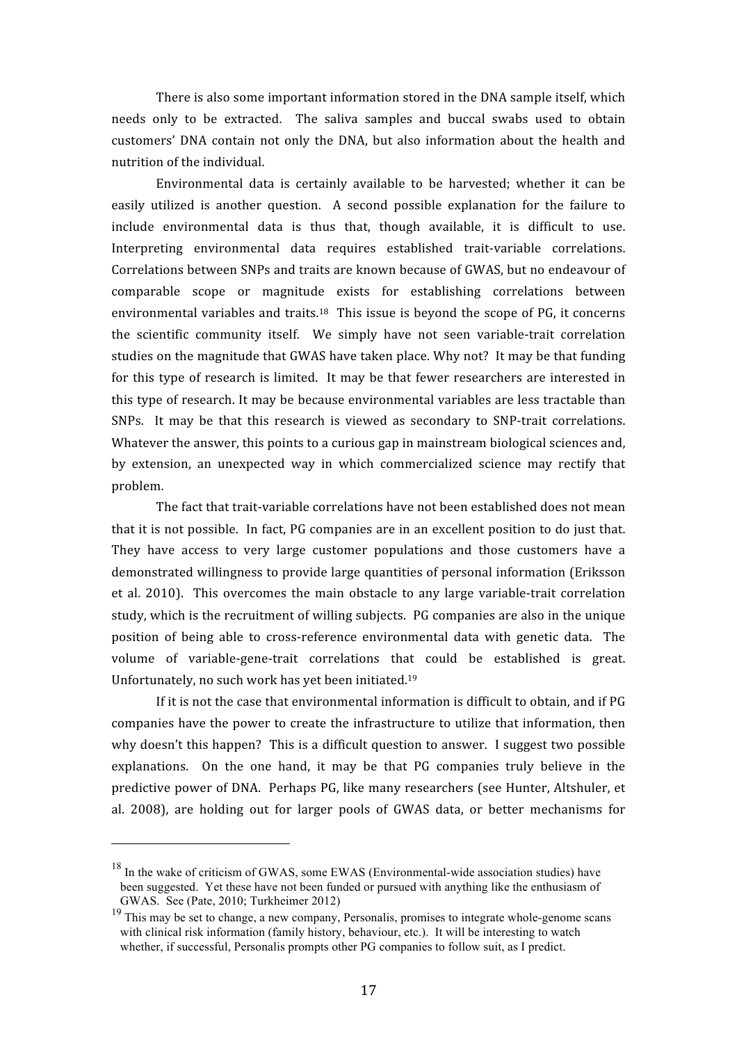There is also some important information stored in the DNA sample itself, which needs only to be extracted. The saliva samples and buccal swabs used to obtain customers' DNA contain not only the DNA, but also information about the health and nutrition of the individual.

Environmental data is certainly available to be harvested; whether it can be easily utilized is another question. A second possible explanation for the failure to include environmental data is thus that, though available, it is difficult to use. Interpreting environmental data requires established trait-variable correlations. Correlations between SNPs and traits are known because of GWAS, but no endeavour of comparable scope or magnitude exists for establishing correlations between environmental variables and traits.[18] This issue is beyond the scope of PG, it concerns the scientific community itself. We simply have not seen variable-trait correlation studies on the magnitude that GWAS have taken place. Why not? It may be that funding for this type of research is limited. It may be that fewer researchers are interested in this type of research. It may be because environmental variables are less tractable than SNPs. It may be that this research is viewed as secondary to SNP-trait correlations. Whatever the answer, this points to a curious gap in mainstream biological sciences and, by extension, an unexpected way in which commercialized science may rectify that problem.

The fact that trait-variable correlations have not been established does not mean that it is not possible. In fact, PG companies are in an excellent position to do just that. They have access to very large customer populations and those customers have a demonstrated willingness to provide large quantities of personal information (Eriksson et al. 2010). This overcomes the main obstacle to any large variable-trait correlation study, which is the recruitment of willing subjects. PG companies are also in the unique position of being able to cross-reference environmental data with genetic data. The volume of variable-gene-trait correlations that could be established is great. Unfortunately, no such work has yet been initiated.[19]

If it is not the case that environmental information is difficult to obtain, and if PG companies have the power to create the infrastructure to utilize that information, then why doesn't this happen? This is a difficult question to answer. I suggest two possible explanations. On the one hand, it may be that PG companies truly believe in the predictive power of DNA. Perhaps PG, like many researchers (see Hunter, Altshuler, et al. 2008), are holding out for larger pools of GWAS data, or better mechanisms for

---

[18] In the wake of criticism of GWAS, some EWAS (Environmental-wide association studies) have been suggested. Yet these have not been funded or pursued with anything like the enthusiasm of GWAS. See (Pate, 2010; Turkheimer 2012)

[19] This may be set to change, a new company, Personalis, promises to integrate whole-genome scans with clinical risk information (family history, behaviour, etc.). It will be interesting to watch whether, if successful, Personalis prompts other PG companies to follow suit, as I predict.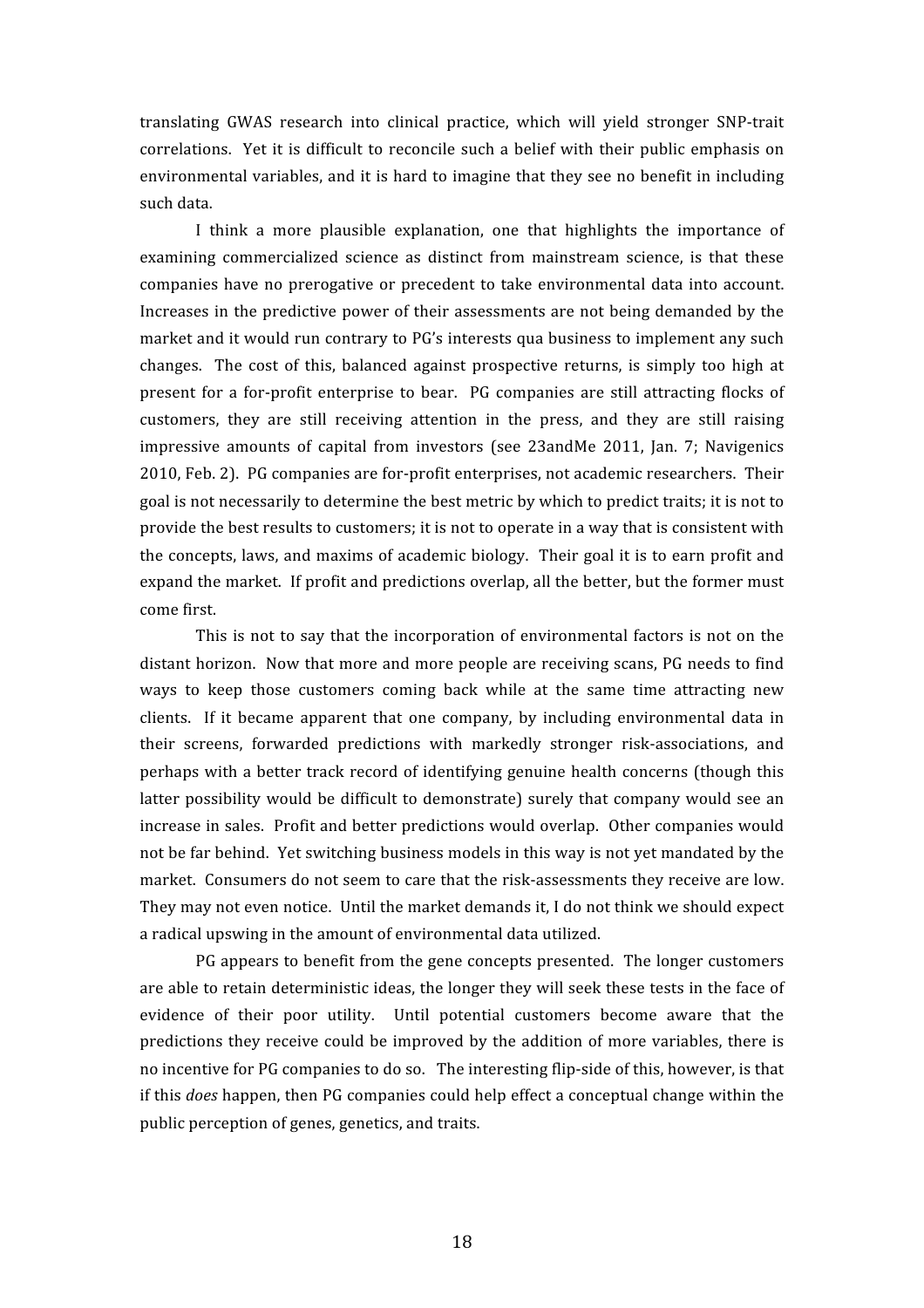translating GWAS research into clinical practice, which will yield stronger SNP-trait correlations. Yet it is difficult to reconcile such a belief with their public emphasis on environmental variables, and it is hard to imagine that they see no benefit in including such data.

I think a more plausible explanation, one that highlights the importance of examining commercialized science as distinct from mainstream science, is that these companies have no prerogative or precedent to take environmental data into account. Increases in the predictive power of their assessments are not being demanded by the market and it would run contrary to PG's interests qua business to implement any such changes. The cost of this, balanced against prospective returns, is simply too high at present for a for-profit enterprise to bear. PG companies are still attracting flocks of customers, they are still receiving attention in the press, and they are still raising impressive amounts of capital from investors (see 23andMe 2011, Jan. 7; Navigenics 2010, Feb. 2). PG companies are for-profit enterprises, not academic researchers. Their goal is not necessarily to determine the best metric by which to predict traits; it is not to provide the best results to customers; it is not to operate in a way that is consistent with the concepts, laws, and maxims of academic biology. Their goal it is to earn profit and expand the market. If profit and predictions overlap, all the better, but the former must come first.

This is not to say that the incorporation of environmental factors is not on the distant horizon. Now that more and more people are receiving scans, PG needs to find ways to keep those customers coming back while at the same time attracting new clients. If it became apparent that one company, by including environmental data in their screens, forwarded predictions with markedly stronger risk-associations, and perhaps with a better track record of identifying genuine health concerns (though this latter possibility would be difficult to demonstrate) surely that company would see an increase in sales. Profit and better predictions would overlap. Other companies would not be far behind. Yet switching business models in this way is not yet mandated by the market. Consumers do not seem to care that the risk-assessments they receive are low. They may not even notice. Until the market demands it, I do not think we should expect a radical upswing in the amount of environmental data utilized.

PG appears to benefit from the gene concepts presented. The longer customers are able to retain deterministic ideas, the longer they will seek these tests in the face of evidence of their poor utility. Until potential customers become aware that the predictions they receive could be improved by the addition of more variables, there is no incentive for PG companies to do so. The interesting flip-side of this, however, is that if this *does* happen, then PG companies could help effect a conceptual change within the public perception of genes, genetics, and traits.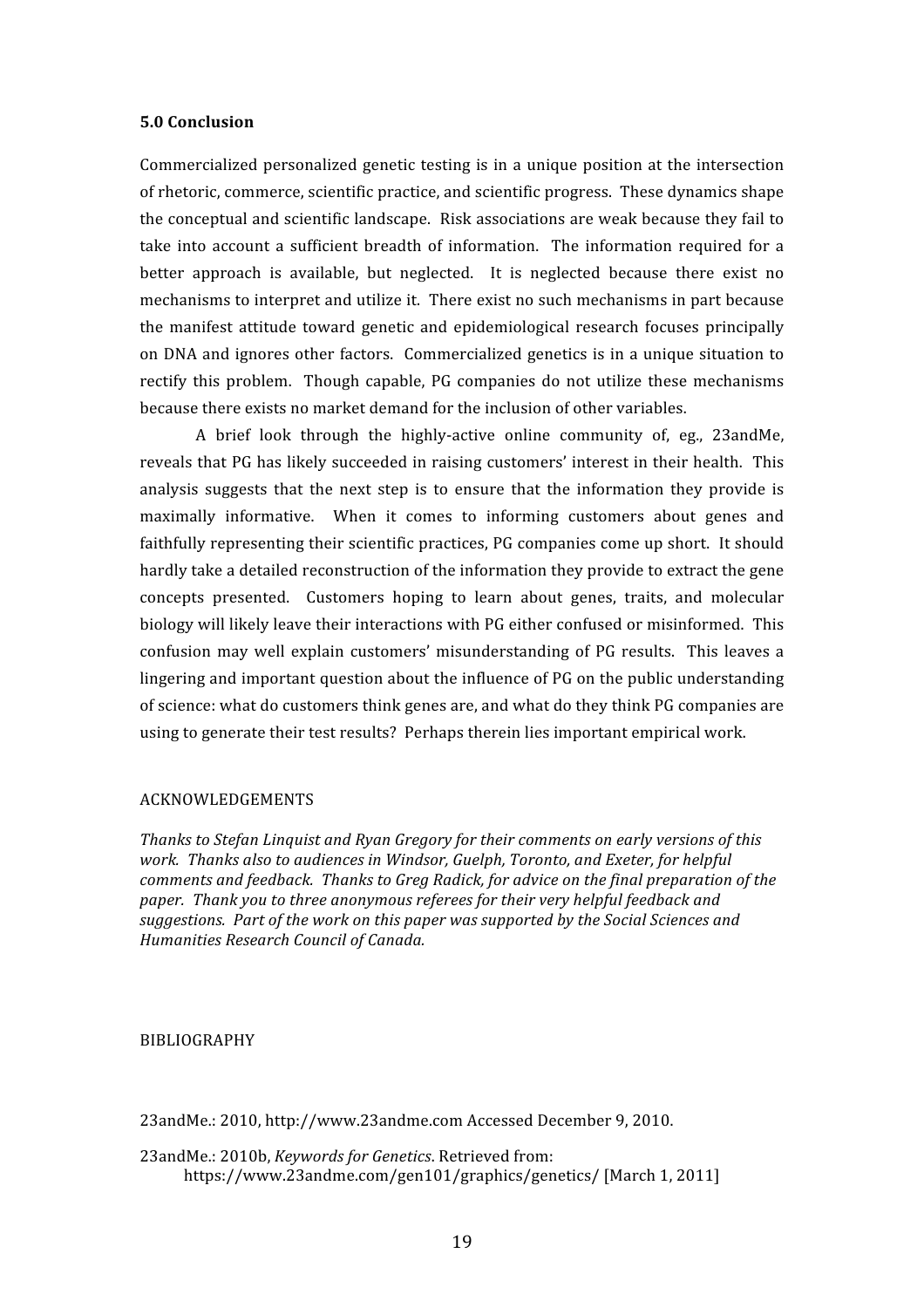### 5.0 Conclusion

Commercialized personalized genetic testing is in a unique position at the intersection of rhetoric, commerce, scientific practice, and scientific progress. These dynamics shape the conceptual and scientific landscape. Risk associations are weak because they fail to take into account a sufficient breadth of information. The information required for a better approach is available, but neglected. It is neglected because there exist no mechanisms to interpret and utilize it. There exist no such mechanisms in part because the manifest attitude toward genetic and epidemiological research focuses principally on DNA and ignores other factors. Commercialized genetics is in a unique situation to rectify this problem. Though capable, PG companies do not utilize these mechanisms because there exists no market demand for the inclusion of other variables.

A brief look through the highly-active online community of, eg., 23andMe, reveals that PG has likely succeeded in raising customers' interest in their health. This analysis suggests that the next step is to ensure that the information they provide is maximally informative. When it comes to informing customers about genes and faithfully representing their scientific practices, PG companies come up short. It should hardly take a detailed reconstruction of the information they provide to extract the gene concepts presented. Customers hoping to learn about genes, traits, and molecular biology will likely leave their interactions with PG either confused or misinformed. This confusion may well explain customers' misunderstanding of PG results. This leaves a lingering and important question about the influence of PG on the public understanding of science: what do customers think genes are, and what do they think PG companies are using to generate their test results? Perhaps therein lies important empirical work.

ACKNOWLEDGEMENTS

*Thanks to Stefan Linquist and Ryan Gregory for their comments on early versions of this work. Thanks also to audiences in Windsor, Guelph, Toronto, and Exeter, for helpful comments and feedback. Thanks to Greg Radick, for advice on the final preparation of the paper. Thank you to three anonymous referees for their very helpful feedback and suggestions. Part of the work on this paper was supported by the Social Sciences and Humanities Research Council of Canada.*

BIBLIOGRAPHY

23andMe.: 2010, http://www.23andme.com Accessed December 9, 2010.

23andMe.: 2010b, *Keywords for Genetics*. Retrieved from: https://www.23andme.com/gen101/graphics/genetics/ [March 1, 2011]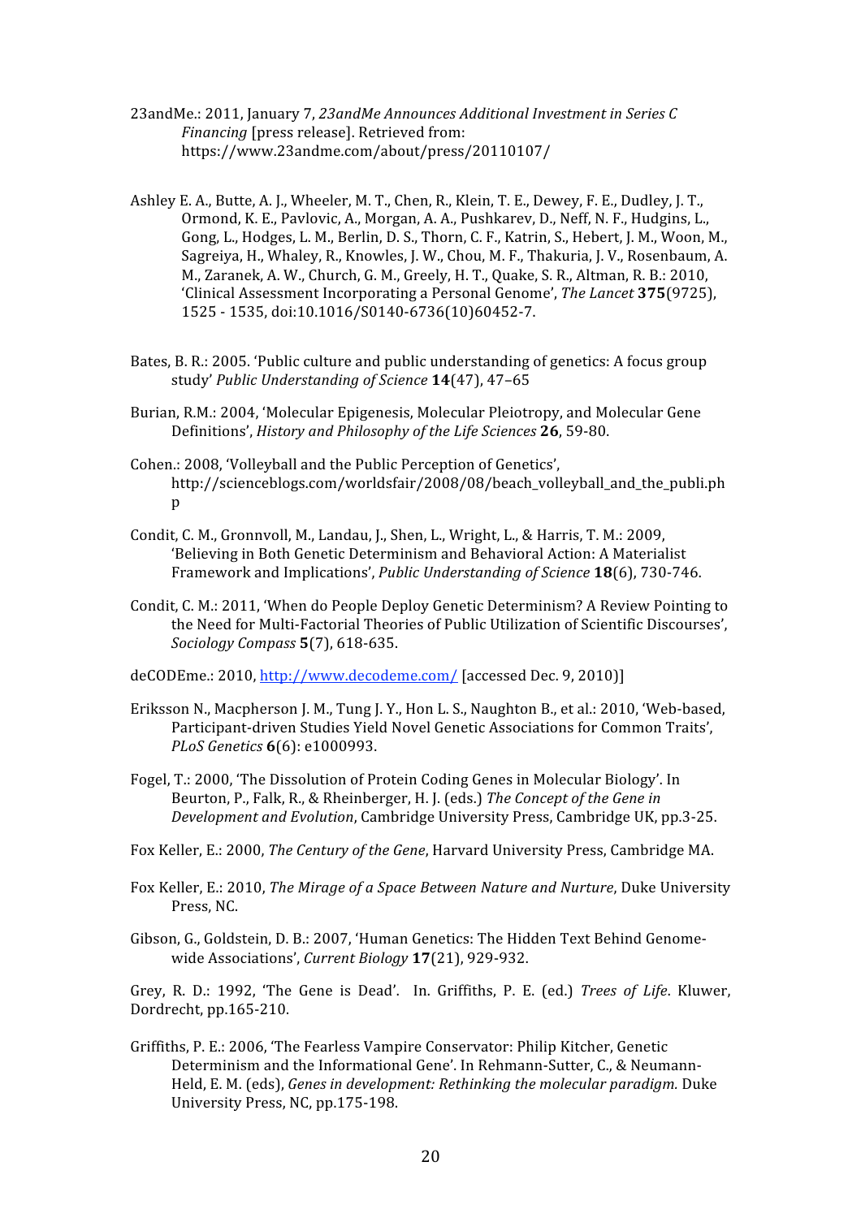23andMe.: 2011, January 7, *23andMe Announces Additional Investment in Series C Financing* [press release]. Retrieved from: https://www.23andme.com/about/press/20110107/

Ashley E. A., Butte, A. J., Wheeler, M. T., Chen, R., Klein, T. E., Dewey, F. E., Dudley, J. T., Ormond, K. E., Pavlovic, A., Morgan, A. A., Pushkarev, D., Neff, N. F., Hudgins, L., Gong, L., Hodges, L. M., Berlin, D. S., Thorn, C. F., Katrin, S., Hebert, J. M., Woon, M., Sagreiya, H., Whaley, R., Knowles, J. W., Chou, M. F., Thakuria, J. V., Rosenbaum, A. M., Zaranek, A. W., Church, G. M., Greely, H. T., Quake, S. R., Altman, R. B.: 2010, 'Clinical Assessment Incorporating a Personal Genome', *The Lancet* **375**(9725), 1525 - 1535, doi:10.1016/S0140-6736(10)60452-7.

Bates, B. R.: 2005. 'Public culture and public understanding of genetics: A focus group study' *Public Understanding of Science* **14**(47), 47–65

Burian, R.M.: 2004, 'Molecular Epigenesis, Molecular Pleiotropy, and Molecular Gene Definitions', *History and Philosophy of the Life Sciences* **26**, 59-80.

Cohen.: 2008, 'Volleyball and the Public Perception of Genetics', http://scienceblogs.com/worldsfair/2008/08/beach_volleyball_and_the_publi.php

Condit, C. M., Gronnvoll, M., Landau, J., Shen, L., Wright, L., & Harris, T. M.: 2009, 'Believing in Both Genetic Determinism and Behavioral Action: A Materialist Framework and Implications', *Public Understanding of Science* **18**(6), 730-746.

Condit, C. M.: 2011, 'When do People Deploy Genetic Determinism? A Review Pointing to the Need for Multi-Factorial Theories of Public Utilization of Scientific Discourses', *Sociology Compass* **5**(7), 618-635.

deCODEme.: 2010, http://www.decodeme.com/ [accessed Dec. 9, 2010)]

Eriksson N., Macpherson J. M., Tung J. Y., Hon L. S., Naughton B., et al.: 2010, 'Web-based, Participant-driven Studies Yield Novel Genetic Associations for Common Traits', *PLoS Genetics* **6**(6): e1000993.

Fogel, T.: 2000, 'The Dissolution of Protein Coding Genes in Molecular Biology'. In Beurton, P., Falk, R., & Rheinberger, H. J. (eds.) *The Concept of the Gene in Development and Evolution*, Cambridge University Press, Cambridge UK, pp.3-25.

Fox Keller, E.: 2000, *The Century of the Gene*, Harvard University Press, Cambridge MA.

Fox Keller, E.: 2010, *The Mirage of a Space Between Nature and Nurture*, Duke University Press, NC.

Gibson, G., Goldstein, D. B.: 2007, 'Human Genetics: The Hidden Text Behind Genome-wide Associations', *Current Biology* **17**(21), 929-932.

Grey, R. D.: 1992, 'The Gene is Dead'. In. Griffiths, P. E. (ed.) *Trees of Life*. Kluwer, Dordrecht, pp.165-210.

Griffiths, P. E.: 2006, 'The Fearless Vampire Conservator: Philip Kitcher, Genetic Determinism and the Informational Gene'. In Rehmann-Sutter, C., & Neumann-Held, E. M. (eds), *Genes in development: Rethinking the molecular paradigm.* Duke University Press, NC, pp.175-198.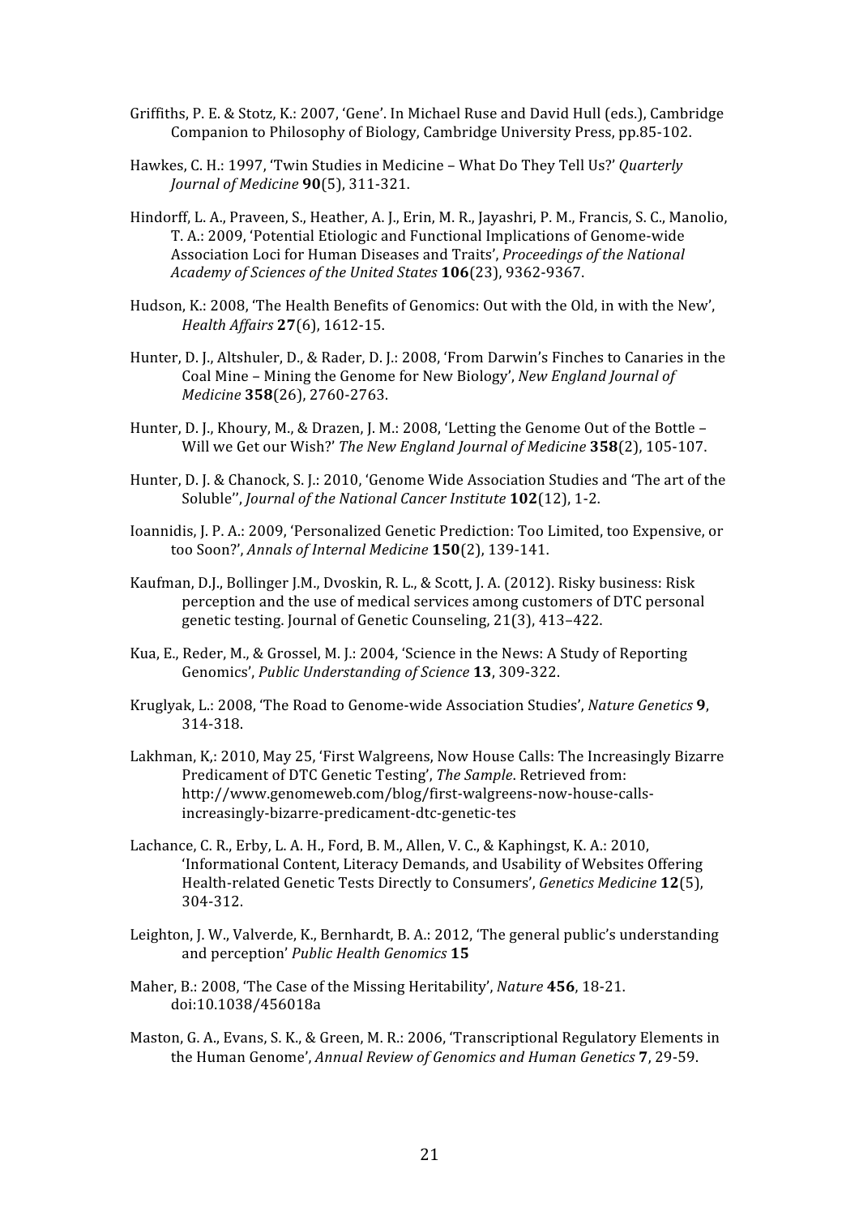Griffiths, P. E. & Stotz, K.: 2007, 'Gene'. In Michael Ruse and David Hull (eds.), Cambridge Companion to Philosophy of Biology, Cambridge University Press, pp.85-102.

Hawkes, C. H.: 1997, 'Twin Studies in Medicine – What Do They Tell Us?' *Quarterly Journal of Medicine* **90**(5), 311-321.

Hindorff, L. A., Praveen, S., Heather, A. J., Erin, M. R., Jayashri, P. M., Francis, S. C., Manolio, T. A.: 2009, 'Potential Etiologic and Functional Implications of Genome-wide Association Loci for Human Diseases and Traits', *Proceedings of the National Academy of Sciences of the United States* **106**(23), 9362-9367.

Hudson, K.: 2008, 'The Health Benefits of Genomics: Out with the Old, in with the New', *Health Affairs* **27**(6), 1612-15.

Hunter, D. J., Altshuler, D., & Rader, D. J.: 2008, 'From Darwin's Finches to Canaries in the Coal Mine – Mining the Genome for New Biology', *New England Journal of Medicine* **358**(26), 2760-2763.

Hunter, D. J., Khoury, M., & Drazen, J. M.: 2008, 'Letting the Genome Out of the Bottle – Will we Get our Wish?' *The New England Journal of Medicine* **358**(2), 105-107.

Hunter, D. J. & Chanock, S. J.: 2010, 'Genome Wide Association Studies and 'The art of the Soluble'', *Journal of the National Cancer Institute* **102**(12), 1-2.

Ioannidis, J. P. A.: 2009, 'Personalized Genetic Prediction: Too Limited, too Expensive, or too Soon?', *Annals of Internal Medicine* **150**(2), 139-141.

Kaufman, D.J., Bollinger J.M., Dvoskin, R. L., & Scott, J. A. (2012). Risky business: Risk perception and the use of medical services among customers of DTC personal genetic testing. Journal of Genetic Counseling, 21(3), 413–422.

Kua, E., Reder, M., & Grossel, M. J.: 2004, 'Science in the News: A Study of Reporting Genomics', *Public Understanding of Science* **13**, 309-322.

Kruglyak, L.: 2008, 'The Road to Genome-wide Association Studies', *Nature Genetics* **9**, 314-318.

Lakhman, K,: 2010, May 25, 'First Walgreens, Now House Calls: The Increasingly Bizarre Predicament of DTC Genetic Testing', *The Sample*. Retrieved from: http://www.genomeweb.com/blog/first-walgreens-now-house-calls-increasingly-bizarre-predicament-dtc-genetic-tes

Lachance, C. R., Erby, L. A. H., Ford, B. M., Allen, V. C., & Kaphingst, K. A.: 2010, 'Informational Content, Literacy Demands, and Usability of Websites Offering Health-related Genetic Tests Directly to Consumers', *Genetics Medicine* **12**(5), 304-312.

Leighton, J. W., Valverde, K., Bernhardt, B. A.: 2012, 'The general public's understanding and perception' *Public Health Genomics* **15**

Maher, B.: 2008, 'The Case of the Missing Heritability', *Nature* **456**, 18-21. doi:10.1038/456018a

Maston, G. A., Evans, S. K., & Green, M. R.: 2006, 'Transcriptional Regulatory Elements in the Human Genome', *Annual Review of Genomics and Human Genetics* **7**, 29-59.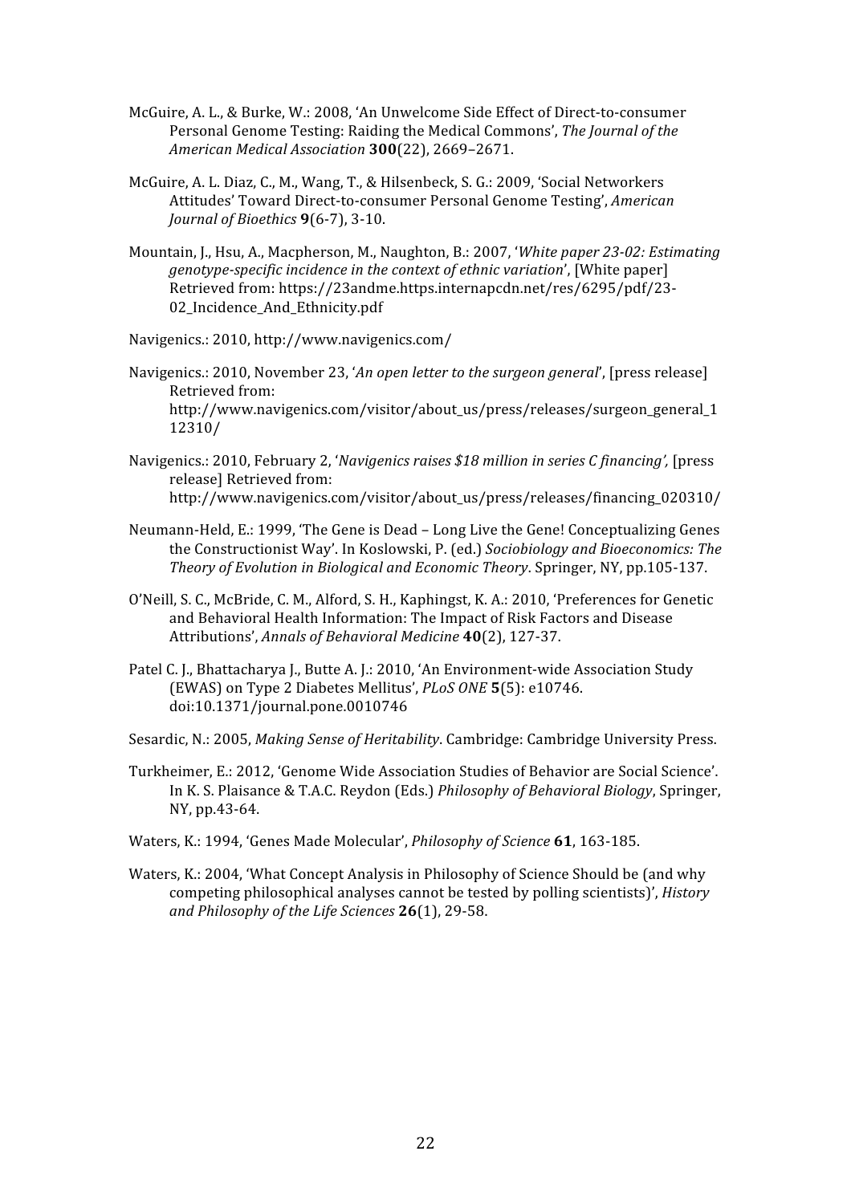McGuire, A. L., & Burke, W.: 2008, 'An Unwelcome Side Effect of Direct-to-consumer Personal Genome Testing: Raiding the Medical Commons', *The Journal of the American Medical Association* **300**(22), 2669–2671.

McGuire, A. L. Diaz, C., M., Wang, T., & Hilsenbeck, S. G.: 2009, 'Social Networkers Attitudes' Toward Direct-to-consumer Personal Genome Testing', *American Journal of Bioethics* **9**(6-7), 3-10.

Mountain, J., Hsu, A., Macpherson, M., Naughton, B.: 2007, '*White paper 23-02: Estimating genotype-specific incidence in the context of ethnic variation*', [White paper] Retrieved from: https://23andme.https.internapcdn.net/res/6295/pdf/23-02_Incidence_And_Ethnicity.pdf

Navigenics.: 2010, http://www.navigenics.com/

Navigenics.: 2010, November 23, '*An open letter to the surgeon general*', [press release] Retrieved from: http://www.navigenics.com/visitor/about_us/press/releases/surgeon_general_112310/

Navigenics.: 2010, February 2, '*Navigenics raises $18 million in series C financing',* [press release] Retrieved from: http://www.navigenics.com/visitor/about_us/press/releases/financing_020310/

Neumann-Held, E.: 1999, 'The Gene is Dead – Long Live the Gene! Conceptualizing Genes the Constructionist Way'. In Koslowski, P. (ed.) *Sociobiology and Bioeconomics: The Theory of Evolution in Biological and Economic Theory*. Springer, NY, pp.105-137.

O'Neill, S. C., McBride, C. M., Alford, S. H., Kaphingst, K. A.: 2010, 'Preferences for Genetic and Behavioral Health Information: The Impact of Risk Factors and Disease Attributions', *Annals of Behavioral Medicine* **40**(2), 127-37.

Patel C. J., Bhattacharya J., Butte A. J.: 2010, 'An Environment-wide Association Study (EWAS) on Type 2 Diabetes Mellitus', *PLoS ONE* **5**(5): e10746. doi:10.1371/journal.pone.0010746

Sesardic, N.: 2005, *Making Sense of Heritability*. Cambridge: Cambridge University Press.

Turkheimer, E.: 2012, 'Genome Wide Association Studies of Behavior are Social Science'. In K. S. Plaisance & T.A.C. Reydon (Eds.) *Philosophy of Behavioral Biology*, Springer, NY, pp.43-64.

Waters, K.: 1994, 'Genes Made Molecular', *Philosophy of Science* **61**, 163-185.

Waters, K.: 2004, 'What Concept Analysis in Philosophy of Science Should be (and why competing philosophical analyses cannot be tested by polling scientists)', *History and Philosophy of the Life Sciences* **26**(1), 29-58.